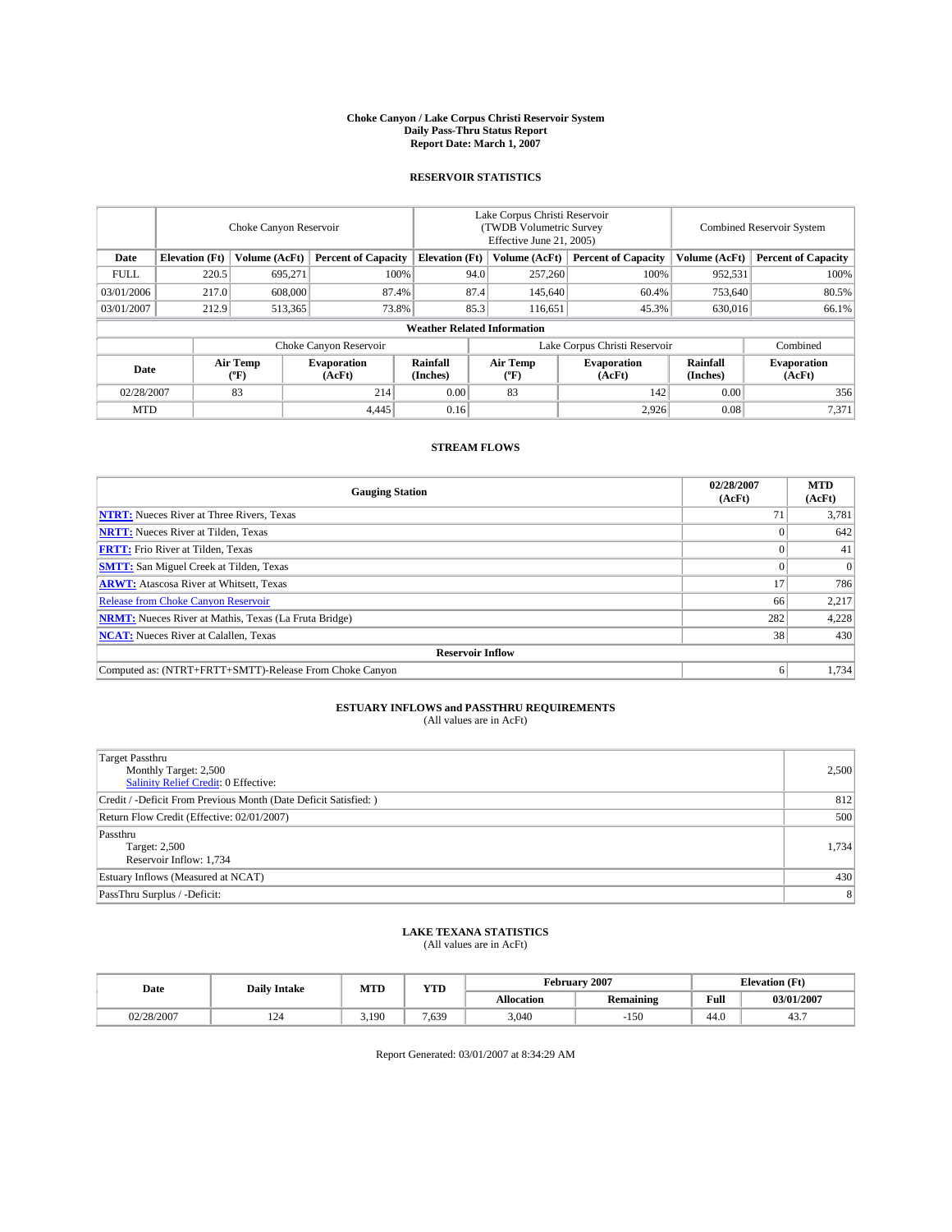# Choke Canyon / Lake Corpus Christi Reservoir System
## Daily Pass-Thru Status Report
### Report Date: March 1, 2007

## RESERVOIR STATISTICS

| | Choke Canyon Reservoir | | | Lake Corpus Christi Reservoir (TWDB Volumetric Survey Effective June 21, 2005) | | | Combined Reservoir System | |
|---|---|---|---|---|---|---|---|---|
| Date | Elevation (Ft) | Volume (AcFt) | Percent of Capacity | Elevation (Ft) | Volume (AcFt) | Percent of Capacity | Volume (AcFt) | Percent of Capacity |
| FULL | 220.5 | 695,271 | 100% | 94.0 | 257,260 | 100% | 952,531 | 100% |
| 03/01/2006 | 217.0 | 608,000 | 87.4% | 87.4 | 145,640 | 60.4% | 753,640 | 80.5% |
| 03/01/2007 | 212.9 | 513,365 | 73.8% | 85.3 | 116,651 | 45.3% | 630,016 | 66.1% |

**Weather Related Information**

| | Choke Canyon Reservoir | | | Lake Corpus Christi Reservoir | | | Combined |
|---|---|---|---|---|---|---|---|
| Date | Air Temp (ºF) | Evaporation (AcFt) | Rainfall (Inches) | Air Temp (ºF) | Evaporation (AcFt) | Rainfall (Inches) | Evaporation (AcFt) |
| 02/28/2007 | 83 | 214 | 0.00 | 83 | 142 | 0.00 | 356 |
| MTD | | 4,445 | 0.16 | | 2,926 | 0.08 | 7,371 |

## STREAM FLOWS

| Gauging Station | 02/28/2007 (AcFt) | MTD (AcFt) |
|---|---|---|
| **NTRT:** Nueces River at Three Rivers, Texas | 71 | 3,781 |
| **NRTT:** Nueces River at Tilden, Texas | 0 | 642 |
| **FRTT:** Frio River at Tilden, Texas | 0 | 41 |
| **SMTT:** San Miguel Creek at Tilden, Texas | 0 | 0 |
| **ARWT:** Atascosa River at Whitsett, Texas | 17 | 786 |
| Release from Choke Canyon Reservoir | 66 | 2,217 |
| **NRMT:** Nueces River at Mathis, Texas (La Fruta Bridge) | 282 | 4,228 |
| **NCAT:** Nueces River at Calallen, Texas | 38 | 430 |
| **Reservoir Inflow** | | |
| Computed as: (NTRT+FRTT+SMTT)-Release From Choke Canyon | 6 | 1,734 |

## ESTUARY INFLOWS and PASSTHRU REQUIREMENTS
(All values are in AcFt)

| | |
|---|---|
| Target Passthru<br>Monthly Target: 2,500<br>Salinity Relief Credit: 0 Effective: | 2,500 |
| Credit / -Deficit From Previous Month (Date Deficit Satisfied: ) | 812 |
| Return Flow Credit (Effective: 02/01/2007) | 500 |
| Passthru<br>Target: 2,500<br>Reservoir Inflow: 1,734 | 1,734 |
| Estuary Inflows (Measured at NCAT) | 430 |
| PassThru Surplus / -Deficit: | 8 |

## LAKE TEXANA STATISTICS
(All values are in AcFt)

| Date | Daily Intake | MTD | YTD | February 2007 | | Elevation (Ft) | |
|---|---|---|---|---|---|---|---|
| | | | | Allocation | Remaining | Full | 03/01/2007 |
| 02/28/2007 | 124 | 3,190 | 7,639 | 3,040 | -150 | 44.0 | 43.7 |

Report Generated: 03/01/2007 at 8:34:29 AM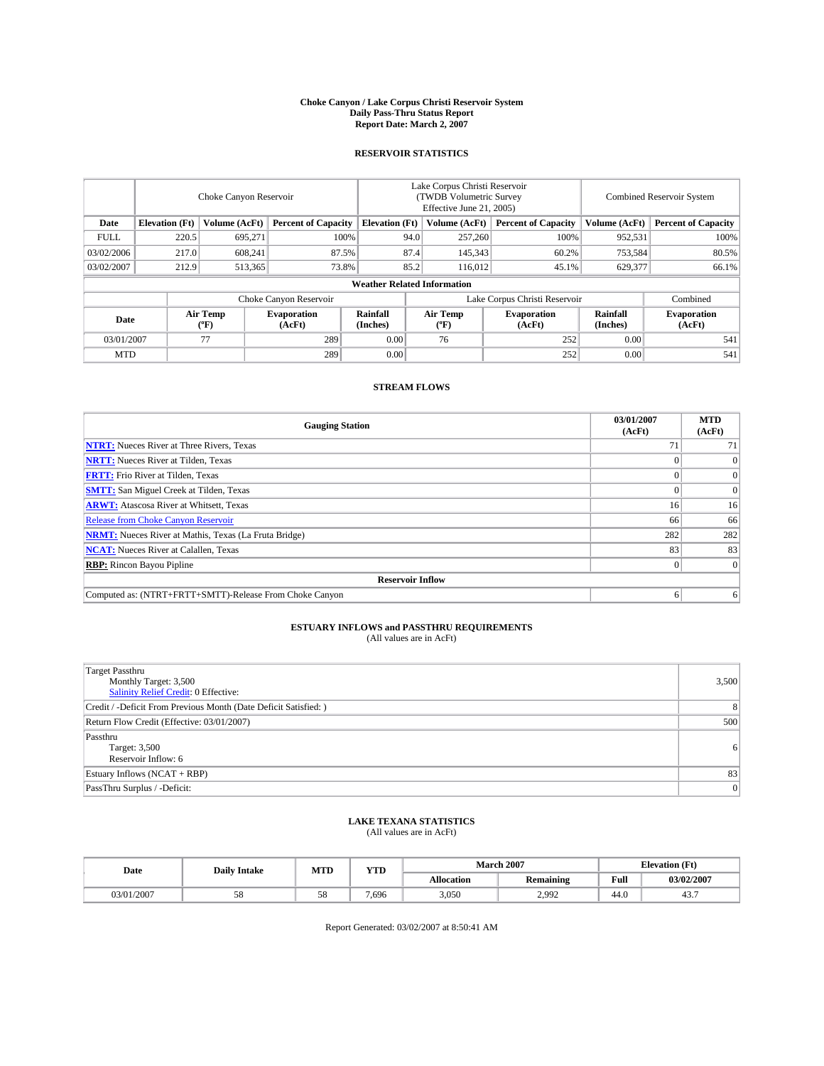**Choke Canyon / Lake Corpus Christi Reservoir System**
**Daily Pass-Thru Status Report**
**Report Date: March 2, 2007**

## RESERVOIR STATISTICS

| | Choke Canyon Reservoir | | | Lake Corpus Christi Reservoir (TWDB Volumetric Survey Effective June 21, 2005) | | | Combined Reservoir System | |
|---|---|---|---|---|---|---|---|---|
| **Date** | **Elevation (Ft)** | **Volume (AcFt)** | **Percent of Capacity** | **Elevation (Ft)** | **Volume (AcFt)** | **Percent of Capacity** | **Volume (AcFt)** | **Percent of Capacity** |
| FULL | 220.5 | 695,271 | 100% | 94.0 | 257,260 | 100% | 952,531 | 100% |
| 03/02/2006 | 217.0 | 608,241 | 87.5% | 87.4 | 145,343 | 60.2% | 753,584 | 80.5% |
| 03/02/2007 | 212.9 | 513,365 | 73.8% | 85.2 | 116,012 | 45.1% | 629,377 | 66.1% |

**Weather Related Information**

| | Choke Canyon Reservoir | | | Lake Corpus Christi Reservoir | | | Combined |
|---|---|---|---|---|---|---|---|
| **Date** | **Air Temp (ºF)** | **Evaporation (AcFt)** | **Rainfall (Inches)** | **Air Temp (ºF)** | **Evaporation (AcFt)** | **Rainfall (Inches)** | **Evaporation (AcFt)** |
| 03/01/2007 | 77 | 289 | 0.00 | 76 | 252 | 0.00 | 541 |
| MTD | | 289 | 0.00 | | 252 | 0.00 | 541 |

## STREAM FLOWS

| Gauging Station | 03/01/2007 (AcFt) | MTD (AcFt) |
|---|---|---|
| **NTRT:** Nueces River at Three Rivers, Texas | 71 | 71 |
| **NRTT:** Nueces River at Tilden, Texas | 0 | 0 |
| **FRTT:** Frio River at Tilden, Texas | 0 | 0 |
| **SMTT:** San Miguel Creek at Tilden, Texas | 0 | 0 |
| **ARWT:** Atascosa River at Whitsett, Texas | 16 | 16 |
| Release from Choke Canyon Reservoir | 66 | 66 |
| **NRMT:** Nueces River at Mathis, Texas (La Fruta Bridge) | 282 | 282 |
| **NCAT:** Nueces River at Calallen, Texas | 83 | 83 |
| **RBP:** Rincon Bayou Pipline | 0 | 0 |
| **Reservoir Inflow** | | |
| Computed as: (NTRT+FRTT+SMTT)-Release From Choke Canyon | 6 | 6 |

## ESTUARY INFLOWS and PASSTHRU REQUIREMENTS
(All values are in AcFt)

| | |
|---|---|
| Target Passthru<br>Monthly Target: 3,500<br>Salinity Relief Credit: 0 Effective: | 3,500 |
| Credit / -Deficit From Previous Month (Date Deficit Satisfied: ) | 8 |
| Return Flow Credit (Effective: 03/01/2007) | 500 |
| Passthru<br>Target: 3,500<br>Reservoir Inflow: 6 | 6 |
| Estuary Inflows (NCAT + RBP) | 83 |
| PassThru Surplus / -Deficit: | 0 |

## LAKE TEXANA STATISTICS
(All values are in AcFt)

| Date | Daily Intake | MTD | YTD | March 2007 | | Elevation (Ft) | |
|---|---|---|---|---|---|---|---|
| | | | | **Allocation** | **Remaining** | **Full** | **03/02/2007** |
| 03/01/2007 | 58 | 58 | 7,696 | 3,050 | 2,992 | 44.0 | 43.7 |

Report Generated: 03/02/2007 at 8:50:41 AM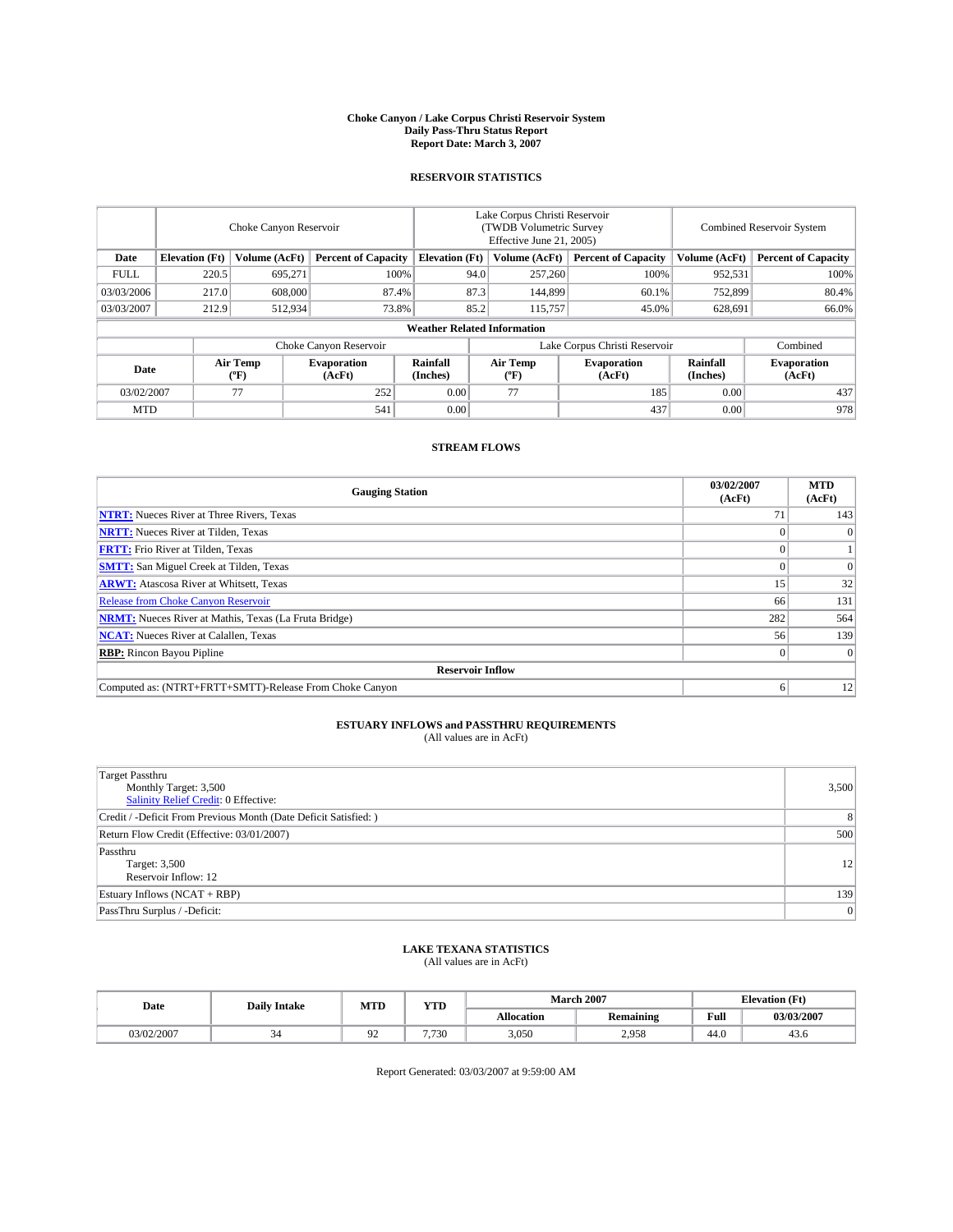# Choke Canyon / Lake Corpus Christi Reservoir System
## Daily Pass-Thru Status Report
### Report Date: March 3, 2007

## RESERVOIR STATISTICS

| | Choke Canyon Reservoir | | | Lake Corpus Christi Reservoir (TWDB Volumetric Survey Effective June 21, 2005) | | | Combined Reservoir System | |
|---|---|---|---|---|---|---|---|---|
| Date | Elevation (Ft) | Volume (AcFt) | Percent of Capacity | Elevation (Ft) | Volume (AcFt) | Percent of Capacity | Volume (AcFt) | Percent of Capacity |
| FULL | 220.5 | 695,271 | 100% | 94.0 | 257,260 | 100% | 952,531 | 100% |
| 03/03/2006 | 217.0 | 608,000 | 87.4% | 87.3 | 144,899 | 60.1% | 752,899 | 80.4% |
| 03/03/2007 | 212.9 | 512,934 | 73.8% | 85.2 | 115,757 | 45.0% | 628,691 | 66.0% |

**Weather Related Information**

| | Choke Canyon Reservoir | | | Lake Corpus Christi Reservoir | | | Combined |
|---|---|---|---|---|---|---|---|
| Date | Air Temp (ºF) | Evaporation (AcFt) | Rainfall (Inches) | Air Temp (ºF) | Evaporation (AcFt) | Rainfall (Inches) | Evaporation (AcFt) |
| 03/02/2007 | 77 | 252 | 0.00 | 77 | 185 | 0.00 | 437 |
| MTD | | 541 | 0.00 | | 437 | 0.00 | 978 |

## STREAM FLOWS

| Gauging Station | 03/02/2007 (AcFt) | MTD (AcFt) |
|---|---|---|
| **NTRT:** Nueces River at Three Rivers, Texas | 71 | 143 |
| **NRTT:** Nueces River at Tilden, Texas | 0 | 0 |
| **FRTT:** Frio River at Tilden, Texas | 0 | 1 |
| **SMTT:** San Miguel Creek at Tilden, Texas | 0 | 0 |
| **ARWT:** Atascosa River at Whitsett, Texas | 15 | 32 |
| Release from Choke Canyon Reservoir | 66 | 131 |
| **NRMT:** Nueces River at Mathis, Texas (La Fruta Bridge) | 282 | 564 |
| **NCAT:** Nueces River at Calallen, Texas | 56 | 139 |
| **RBP:** Rincon Bayou Pipline | 0 | 0 |
| **Reservoir Inflow** | | |
| Computed as: (NTRT+FRTT+SMTT)-Release From Choke Canyon | 6 | 12 |

## ESTUARY INFLOWS and PASSTHRU REQUIREMENTS
(All values are in AcFt)

| | |
|---|---|
| Target Passthru<br>Monthly Target: 3,500<br>Salinity Relief Credit: 0 Effective: | 3,500 |
| Credit / -Deficit From Previous Month (Date Deficit Satisfied: ) | 8 |
| Return Flow Credit (Effective: 03/01/2007) | 500 |
| Passthru<br>Target: 3,500<br>Reservoir Inflow: 12 | 12 |
| Estuary Inflows (NCAT + RBP) | 139 |
| PassThru Surplus / -Deficit: | 0 |

## LAKE TEXANA STATISTICS
(All values are in AcFt)

| Date | Daily Intake | MTD | YTD | March 2007 | | Elevation (Ft) | |
|---|---|---|---|---|---|---|---|
| | | | | Allocation | Remaining | Full | 03/03/2007 |
| 03/02/2007 | 34 | 92 | 7,730 | 3,050 | 2,958 | 44.0 | 43.6 |

Report Generated: 03/03/2007 at 9:59:00 AM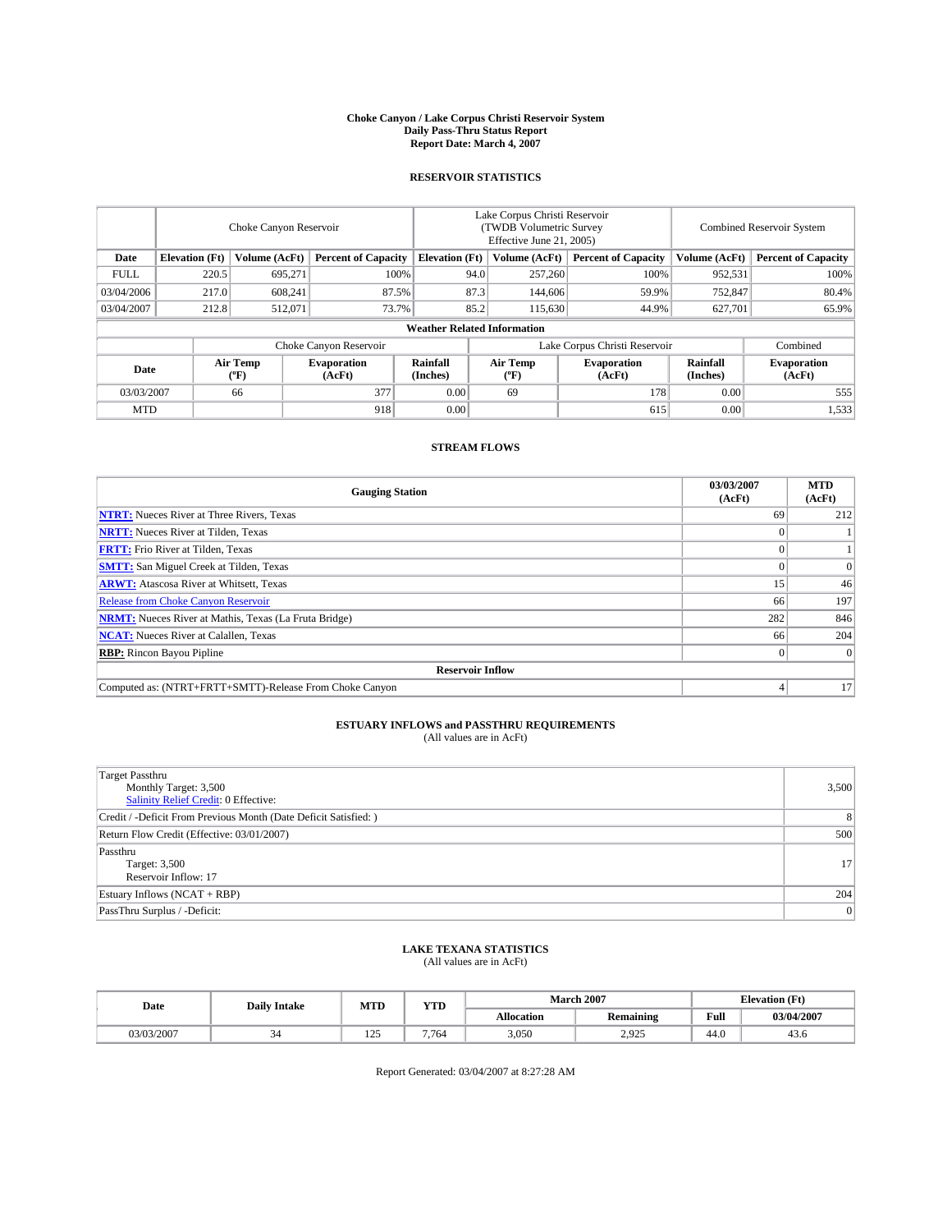# Choke Canyon / Lake Corpus Christi Reservoir System
## Daily Pass-Thru Status Report
### Report Date: March 4, 2007

## RESERVOIR STATISTICS

| | Choke Canyon Reservoir | | | Lake Corpus Christi Reservoir (TWDB Volumetric Survey Effective June 21, 2005) | | | Combined Reservoir System | |
|---|---|---|---|---|---|---|---|---|
| Date | Elevation (Ft) | Volume (AcFt) | Percent of Capacity | Elevation (Ft) | Volume (AcFt) | Percent of Capacity | Volume (AcFt) | Percent of Capacity |
| FULL | 220.5 | 695,271 | 100% | 94.0 | 257,260 | 100% | 952,531 | 100% |
| 03/04/2006 | 217.0 | 608,241 | 87.5% | 87.3 | 144,606 | 59.9% | 752,847 | 80.4% |
| 03/04/2007 | 212.8 | 512,071 | 73.7% | 85.2 | 115,630 | 44.9% | 627,701 | 65.9% |

**Weather Related Information**

| | Choke Canyon Reservoir | | | Lake Corpus Christi Reservoir | | | Combined |
|---|---|---|---|---|---|---|---|
| Date | Air Temp (ºF) | Evaporation (AcFt) | Rainfall (Inches) | Air Temp (ºF) | Evaporation (AcFt) | Rainfall (Inches) | Evaporation (AcFt) |
| 03/03/2007 | 66 | 377 | 0.00 | 69 | 178 | 0.00 | 555 |
| MTD | | 918 | 0.00 | | 615 | 0.00 | 1,533 |

## STREAM FLOWS

| Gauging Station | 03/03/2007 (AcFt) | MTD (AcFt) |
|---|---|---|
| **NTRT:** Nueces River at Three Rivers, Texas | 69 | 212 |
| **NRTT:** Nueces River at Tilden, Texas | 0 | 1 |
| **FRTT:** Frio River at Tilden, Texas | 0 | 1 |
| **SMTT:** San Miguel Creek at Tilden, Texas | 0 | 0 |
| **ARWT:** Atascosa River at Whitsett, Texas | 15 | 46 |
| Release from Choke Canyon Reservoir | 66 | 197 |
| **NRMT:** Nueces River at Mathis, Texas (La Fruta Bridge) | 282 | 846 |
| **NCAT:** Nueces River at Calallen, Texas | 66 | 204 |
| **RBP:** Rincon Bayou Pipline | 0 | 0 |
| **Reservoir Inflow** | | |
| Computed as: (NTRT+FRTT+SMTT)-Release From Choke Canyon | 4 | 17 |

## ESTUARY INFLOWS and PASSTHRU REQUIREMENTS
(All values are in AcFt)

| | |
|---|---|
| Target Passthru<br>Monthly Target: 3,500<br>Salinity Relief Credit: 0 Effective: | 3,500 |
| Credit / -Deficit From Previous Month (Date Deficit Satisfied: ) | 8 |
| Return Flow Credit (Effective: 03/01/2007) | 500 |
| Passthru<br>Target: 3,500<br>Reservoir Inflow: 17 | 17 |
| Estuary Inflows (NCAT + RBP) | 204 |
| PassThru Surplus / -Deficit: | 0 |

## LAKE TEXANA STATISTICS
(All values are in AcFt)

| Date | Daily Intake | MTD | YTD | March 2007 | | Elevation (Ft) | |
|---|---|---|---|---|---|---|---|
| | | | | Allocation | Remaining | Full | 03/04/2007 |
| 03/03/2007 | 34 | 125 | 7,764 | 3,050 | 2,925 | 44.0 | 43.6 |

Report Generated: 03/04/2007 at 8:27:28 AM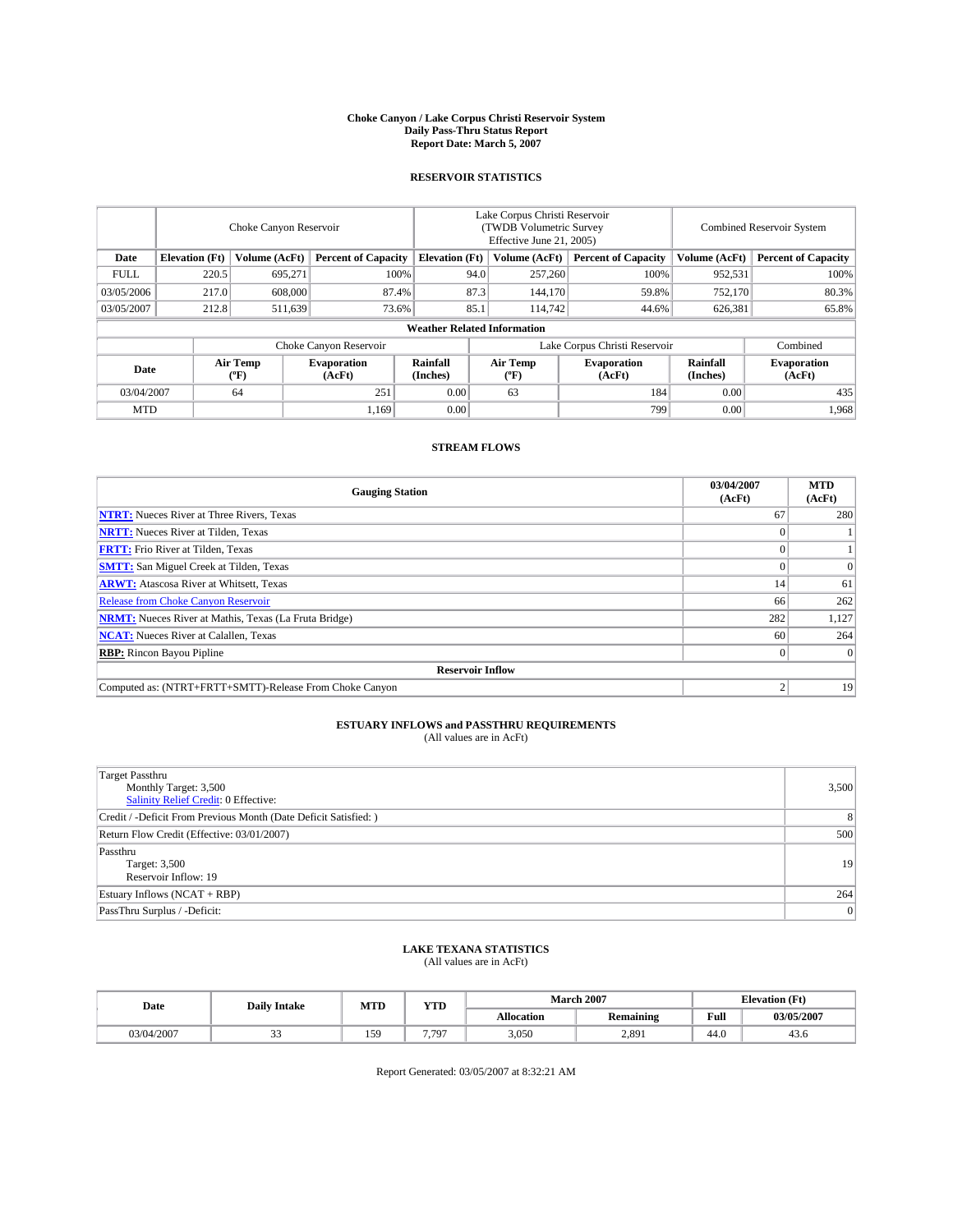# Choke Canyon / Lake Corpus Christi Reservoir System
## Daily Pass-Thru Status Report
### Report Date: March 5, 2007

## RESERVOIR STATISTICS

| | Choke Canyon Reservoir | | | Lake Corpus Christi Reservoir (TWDB Volumetric Survey Effective June 21, 2005) | | | Combined Reservoir System | |
|---|---|---|---|---|---|---|---|---|
| Date | Elevation (Ft) | Volume (AcFt) | Percent of Capacity | Elevation (Ft) | Volume (AcFt) | Percent of Capacity | Volume (AcFt) | Percent of Capacity |
| FULL | 220.5 | 695,271 | 100% | 94.0 | 257,260 | 100% | 952,531 | 100% |
| 03/05/2006 | 217.0 | 608,000 | 87.4% | 87.3 | 144,170 | 59.8% | 752,170 | 80.3% |
| 03/05/2007 | 212.8 | 511,639 | 73.6% | 85.1 | 114,742 | 44.6% | 626,381 | 65.8% |

**Weather Related Information**

| | Choke Canyon Reservoir | | | Lake Corpus Christi Reservoir | | | Combined |
|---|---|---|---|---|---|---|---|
| Date | Air Temp (°F) | Evaporation (AcFt) | Rainfall (Inches) | Air Temp (°F) | Evaporation (AcFt) | Rainfall (Inches) | Evaporation (AcFt) |
| 03/04/2007 | 64 | 251 | 0.00 | 63 | 184 | 0.00 | 435 |
| MTD | | 1,169 | 0.00 | | 799 | 0.00 | 1,968 |

## STREAM FLOWS

| Gauging Station | 03/04/2007 (AcFt) | MTD (AcFt) |
|---|---|---|
| **NTRT:** Nueces River at Three Rivers, Texas | 67 | 280 |
| **NRTT:** Nueces River at Tilden, Texas | 0 | 1 |
| **FRTT:** Frio River at Tilden, Texas | 0 | 1 |
| **SMTT:** San Miguel Creek at Tilden, Texas | 0 | 0 |
| **ARWT:** Atascosa River at Whitsett, Texas | 14 | 61 |
| Release from Choke Canyon Reservoir | 66 | 262 |
| **NRMT:** Nueces River at Mathis, Texas (La Fruta Bridge) | 282 | 1,127 |
| **NCAT:** Nueces River at Calallen, Texas | 60 | 264 |
| **RBP:** Rincon Bayou Pipline | 0 | 0 |
| **Reservoir Inflow** | | |
| Computed as: (NTRT+FRTT+SMTT)-Release From Choke Canyon | 2 | 19 |

## ESTUARY INFLOWS and PASSTHRU REQUIREMENTS
(All values are in AcFt)

| | |
|---|---|
| Target Passthru<br>Monthly Target: 3,500<br>Salinity Relief Credit: 0 Effective: | 3,500 |
| Credit / -Deficit From Previous Month (Date Deficit Satisfied: ) | 8 |
| Return Flow Credit (Effective: 03/01/2007) | 500 |
| Passthru<br>Target: 3,500<br>Reservoir Inflow: 19 | 19 |
| Estuary Inflows (NCAT + RBP) | 264 |
| PassThru Surplus / -Deficit: | 0 |

## LAKE TEXANA STATISTICS
(All values are in AcFt)

| Date | Daily Intake | MTD | YTD | March 2007 | | Elevation (Ft) | |
|---|---|---|---|---|---|---|---|
| | | | | Allocation | Remaining | Full | 03/05/2007 |
| 03/04/2007 | 33 | 159 | 7,797 | 3,050 | 2,891 | 44.0 | 43.6 |

Report Generated: 03/05/2007 at 8:32:21 AM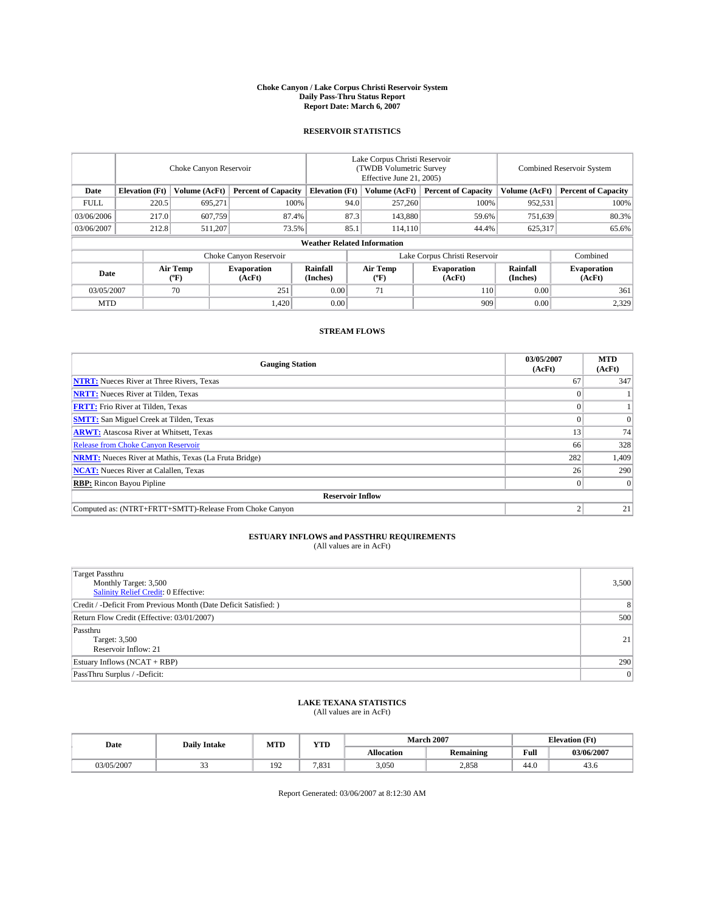**Choke Canyon / Lake Corpus Christi Reservoir System**
**Daily Pass-Thru Status Report**
**Report Date: March 6, 2007**

## RESERVOIR STATISTICS

| | Choke Canyon Reservoir | | | Lake Corpus Christi Reservoir (TWDB Volumetric Survey Effective June 21, 2005) | | | Combined Reservoir System | |
|---|---|---|---|---|---|---|---|---|
| **Date** | **Elevation (Ft)** | **Volume (AcFt)** | **Percent of Capacity** | **Elevation (Ft)** | **Volume (AcFt)** | **Percent of Capacity** | **Volume (AcFt)** | **Percent of Capacity** |
| FULL | 220.5 | 695,271 | 100% | 94.0 | 257,260 | 100% | 952,531 | 100% |
| 03/06/2006 | 217.0 | 607,759 | 87.4% | 87.3 | 143,880 | 59.6% | 751,639 | 80.3% |
| 03/06/2007 | 212.8 | 511,207 | 73.5% | 85.1 | 114,110 | 44.4% | 625,317 | 65.6% |

**Weather Related Information**

| | Choke Canyon Reservoir | | | Lake Corpus Christi Reservoir | | | Combined |
|---|---|---|---|---|---|---|---|
| **Date** | **Air Temp (°F)** | **Evaporation (AcFt)** | **Rainfall (Inches)** | **Air Temp (°F)** | **Evaporation (AcFt)** | **Rainfall (Inches)** | **Evaporation (AcFt)** |
| 03/05/2007 | 70 | 251 | 0.00 | 71 | 110 | 0.00 | 361 |
| MTD | | 1,420 | 0.00 | | 909 | 0.00 | 2,329 |

## STREAM FLOWS

| Gauging Station | 03/05/2007 (AcFt) | MTD (AcFt) |
|---|---|---|
| **NTRT:** Nueces River at Three Rivers, Texas | 67 | 347 |
| **NRTT:** Nueces River at Tilden, Texas | 0 | 1 |
| **FRTT:** Frio River at Tilden, Texas | 0 | 1 |
| **SMTT:** San Miguel Creek at Tilden, Texas | 0 | 0 |
| **ARWT:** Atascosa River at Whitsett, Texas | 13 | 74 |
| Release from Choke Canyon Reservoir | 66 | 328 |
| **NRMT:** Nueces River at Mathis, Texas (La Fruta Bridge) | 282 | 1,409 |
| **NCAT:** Nueces River at Calallen, Texas | 26 | 290 |
| **RBP:** Rincon Bayou Pipline | 0 | 0 |
| **Reservoir Inflow** | | |
| Computed as: (NTRT+FRTT+SMTT)-Release From Choke Canyon | 2 | 21 |

## ESTUARY INFLOWS and PASSTHRU REQUIREMENTS
(All values are in AcFt)

| | |
|---|---|
| Target Passthru<br>Monthly Target: 3,500<br>Salinity Relief Credit: 0 Effective: | 3,500 |
| Credit / -Deficit From Previous Month (Date Deficit Satisfied: ) | 8 |
| Return Flow Credit (Effective: 03/01/2007) | 500 |
| Passthru<br>Target: 3,500<br>Reservoir Inflow: 21 | 21 |
| Estuary Inflows (NCAT + RBP) | 290 |
| PassThru Surplus / -Deficit: | 0 |

## LAKE TEXANA STATISTICS
(All values are in AcFt)

| Date | Daily Intake | MTD | YTD | March 2007 | | Elevation (Ft) | |
|---|---|---|---|---|---|---|---|
| | | | | **Allocation** | **Remaining** | **Full** | **03/06/2007** |
| 03/05/2007 | 33 | 192 | 7,831 | 3,050 | 2,858 | 44.0 | 43.6 |

Report Generated: 03/06/2007 at 8:12:30 AM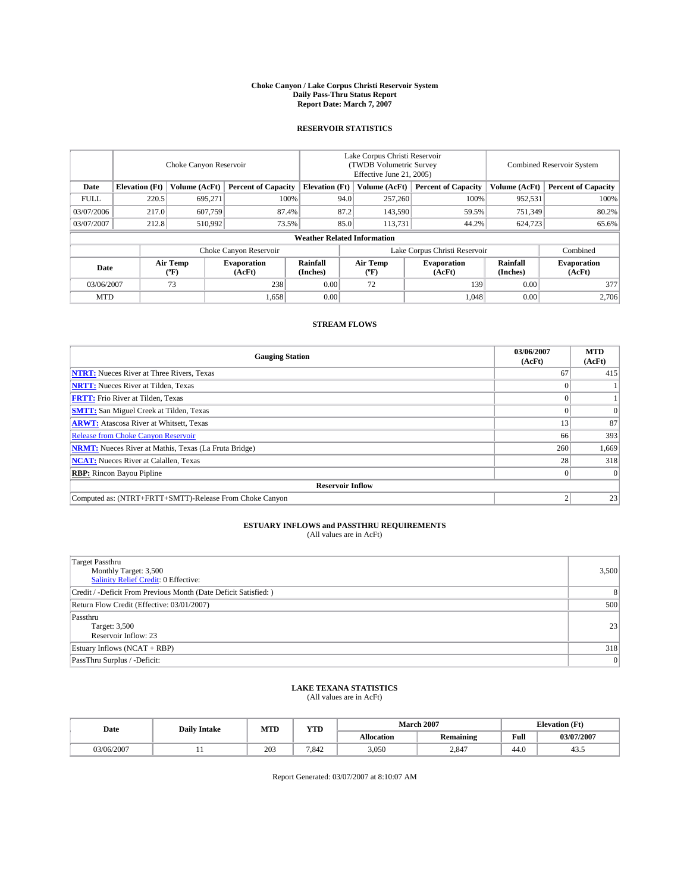# Choke Canyon / Lake Corpus Christi Reservoir System
## Daily Pass-Thru Status Report
## Report Date: March 7, 2007

### RESERVOIR STATISTICS

| | Choke Canyon Reservoir | | | Lake Corpus Christi Reservoir (TWDB Volumetric Survey Effective June 21, 2005) | | | Combined Reservoir System | |
|---|---|---|---|---|---|---|---|---|
| Date | Elevation (Ft) | Volume (AcFt) | Percent of Capacity | Elevation (Ft) | Volume (AcFt) | Percent of Capacity | Volume (AcFt) | Percent of Capacity |
| FULL | 220.5 | 695,271 | 100% | 94.0 | 257,260 | 100% | 952,531 | 100% |
| 03/07/2006 | 217.0 | 607,759 | 87.4% | 87.2 | 143,590 | 59.5% | 751,349 | 80.2% |
| 03/07/2007 | 212.8 | 510,992 | 73.5% | 85.0 | 113,731 | 44.2% | 624,723 | 65.6% |

**Weather Related Information**

| | Choke Canyon Reservoir | | | Lake Corpus Christi Reservoir | | | Combined |
|---|---|---|---|---|---|---|---|
| Date | Air Temp (°F) | Evaporation (AcFt) | Rainfall (Inches) | Air Temp (°F) | Evaporation (AcFt) | Rainfall (Inches) | Evaporation (AcFt) |
| 03/06/2007 | 73 | 238 | 0.00 | 72 | 139 | 0.00 | 377 |
| MTD | | 1,658 | 0.00 | | 1,048 | 0.00 | 2,706 |

### STREAM FLOWS

| Gauging Station | 03/06/2007 (AcFt) | MTD (AcFt) |
|---|---|---|
| **NTRT:** Nueces River at Three Rivers, Texas | 67 | 415 |
| **NRTT:** Nueces River at Tilden, Texas | 0 | 1 |
| **FRTT:** Frio River at Tilden, Texas | 0 | 1 |
| **SMTT:** San Miguel Creek at Tilden, Texas | 0 | 0 |
| **ARWT:** Atascosa River at Whitsett, Texas | 13 | 87 |
| Release from Choke Canyon Reservoir | 66 | 393 |
| **NRMT:** Nueces River at Mathis, Texas (La Fruta Bridge) | 260 | 1,669 |
| **NCAT:** Nueces River at Calallen, Texas | 28 | 318 |
| **RBP:** Rincon Bayou Pipline | 0 | 0 |
| **Reservoir Inflow** | | |
| Computed as: (NTRT+FRTT+SMTT)-Release From Choke Canyon | 2 | 23 |

### ESTUARY INFLOWS and PASSTHRU REQUIREMENTS
(All values are in AcFt)

| | |
|---|---|
| Target Passthru<br>Monthly Target: 3,500<br>Salinity Relief Credit: 0 Effective: | 3,500 |
| Credit / -Deficit From Previous Month (Date Deficit Satisfied: ) | 8 |
| Return Flow Credit (Effective: 03/01/2007) | 500 |
| Passthru<br>Target: 3,500<br>Reservoir Inflow: 23 | 23 |
| Estuary Inflows (NCAT + RBP) | 318 |
| PassThru Surplus / -Deficit: | 0 |

### LAKE TEXANA STATISTICS
(All values are in AcFt)

| Date | Daily Intake | MTD | YTD | March 2007 | | Elevation (Ft) | |
|---|---|---|---|---|---|---|---|
| | | | | Allocation | Remaining | Full | 03/07/2007 |
| 03/06/2007 | 11 | 203 | 7,842 | 3,050 | 2,847 | 44.0 | 43.5 |

Report Generated: 03/07/2007 at 8:10:07 AM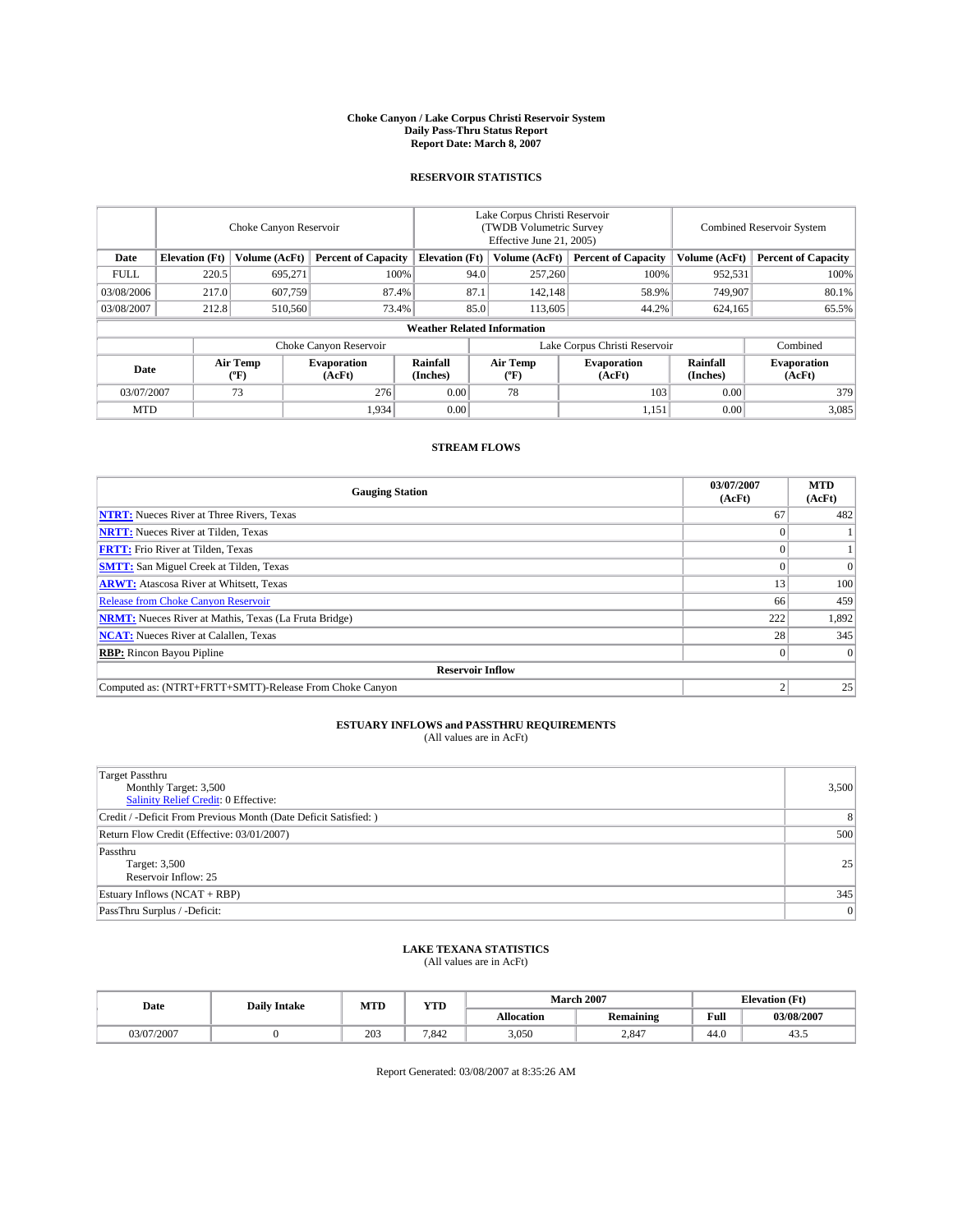# Choke Canyon / Lake Corpus Christi Reservoir System
## Daily Pass-Thru Status Report
### Report Date: March 8, 2007

## RESERVOIR STATISTICS

| | Choke Canyon Reservoir | | | Lake Corpus Christi Reservoir (TWDB Volumetric Survey Effective June 21, 2005) | | | Combined Reservoir System | |
|---|---|---|---|---|---|---|---|---|
| **Date** | **Elevation (Ft)** | **Volume (AcFt)** | **Percent of Capacity** | **Elevation (Ft)** | **Volume (AcFt)** | **Percent of Capacity** | **Volume (AcFt)** | **Percent of Capacity** |
| FULL | 220.5 | 695,271 | 100% | 94.0 | 257,260 | 100% | 952,531 | 100% |
| 03/08/2006 | 217.0 | 607,759 | 87.4% | 87.1 | 142,148 | 58.9% | 749,907 | 80.1% |
| 03/08/2007 | 212.8 | 510,560 | 73.4% | 85.0 | 113,605 | 44.2% | 624,165 | 65.5% |

**Weather Related Information**

| | Choke Canyon Reservoir | | | Lake Corpus Christi Reservoir | | | Combined |
|---|---|---|---|---|---|---|---|
| **Date** | **Air Temp (°F)** | **Evaporation (AcFt)** | **Rainfall (Inches)** | **Air Temp (°F)** | **Evaporation (AcFt)** | **Rainfall (Inches)** | **Evaporation (AcFt)** |
| 03/07/2007 | 73 | 276 | 0.00 | 78 | 103 | 0.00 | 379 |
| MTD | | 1,934 | 0.00 | | 1,151 | 0.00 | 3,085 |

## STREAM FLOWS

| Gauging Station | 03/07/2007 (AcFt) | MTD (AcFt) |
|---|---|---|
| **NTRT:** Nueces River at Three Rivers, Texas | 67 | 482 |
| **NRTT:** Nueces River at Tilden, Texas | 0 | 1 |
| **FRTT:** Frio River at Tilden, Texas | 0 | 1 |
| **SMTT:** San Miguel Creek at Tilden, Texas | 0 | 0 |
| **ARWT:** Atascosa River at Whitsett, Texas | 13 | 100 |
| Release from Choke Canyon Reservoir | 66 | 459 |
| **NRMT:** Nueces River at Mathis, Texas (La Fruta Bridge) | 222 | 1,892 |
| **NCAT:** Nueces River at Calallen, Texas | 28 | 345 |
| **RBP:** Rincon Bayou Pipline | 0 | 0 |
| **Reservoir Inflow** | | |
| Computed as: (NTRT+FRTT+SMTT)-Release From Choke Canyon | 2 | 25 |

## ESTUARY INFLOWS and PASSTHRU REQUIREMENTS
(All values are in AcFt)

| | |
|---|---|
| Target Passthru<br>Monthly Target: 3,500<br>Salinity Relief Credit: 0 Effective: | 3,500 |
| Credit / -Deficit From Previous Month (Date Deficit Satisfied: ) | 8 |
| Return Flow Credit (Effective: 03/01/2007) | 500 |
| Passthru<br>Target: 3,500<br>Reservoir Inflow: 25 | 25 |
| Estuary Inflows (NCAT + RBP) | 345 |
| PassThru Surplus / -Deficit: | 0 |

## LAKE TEXANA STATISTICS
(All values are in AcFt)

| Date | Daily Intake | MTD | YTD | March 2007 | | Elevation (Ft) | |
|---|---|---|---|---|---|---|---|
| | | | | **Allocation** | **Remaining** | **Full** | **03/08/2007** |
| 03/07/2007 | 0 | 203 | 7,842 | 3,050 | 2,847 | 44.0 | 43.5 |

Report Generated: 03/08/2007 at 8:35:26 AM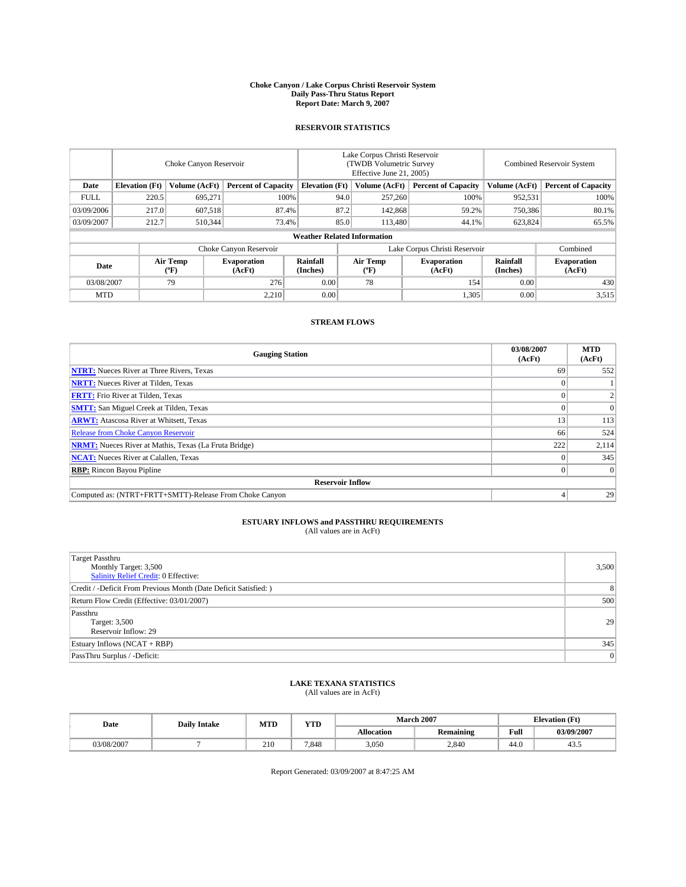**Choke Canyon / Lake Corpus Christi Reservoir System**
**Daily Pass-Thru Status Report**
**Report Date: March 9, 2007**

## RESERVOIR STATISTICS

| | Choke Canyon Reservoir | | | Lake Corpus Christi Reservoir (TWDB Volumetric Survey Effective June 21, 2005) | | | Combined Reservoir System | |
|---|---|---|---|---|---|---|---|---|
| **Date** | **Elevation (Ft)** | **Volume (AcFt)** | **Percent of Capacity** | **Elevation (Ft)** | **Volume (AcFt)** | **Percent of Capacity** | **Volume (AcFt)** | **Percent of Capacity** |
| FULL | 220.5 | 695,271 | 100% | 94.0 | 257,260 | 100% | 952,531 | 100% |
| 03/09/2006 | 217.0 | 607,518 | 87.4% | 87.2 | 142,868 | 59.2% | 750,386 | 80.1% |
| 03/09/2007 | 212.7 | 510,344 | 73.4% | 85.0 | 113,480 | 44.1% | 623,824 | 65.5% |

**Weather Related Information**

| | Choke Canyon Reservoir | | | Lake Corpus Christi Reservoir | | | Combined |
|---|---|---|---|---|---|---|---|
| **Date** | **Air Temp (ºF)** | **Evaporation (AcFt)** | **Rainfall (Inches)** | **Air Temp (ºF)** | **Evaporation (AcFt)** | **Rainfall (Inches)** | **Evaporation (AcFt)** |
| 03/08/2007 | 79 | 276 | 0.00 | 78 | 154 | 0.00 | 430 |
| MTD | | 2,210 | 0.00 | | 1,305 | 0.00 | 3,515 |

## STREAM FLOWS

| Gauging Station | 03/08/2007 (AcFt) | MTD (AcFt) |
|---|---|---|
| **NTRT:** Nueces River at Three Rivers, Texas | 69 | 552 |
| **NRTT:** Nueces River at Tilden, Texas | 0 | 1 |
| **FRTT:** Frio River at Tilden, Texas | 0 | 2 |
| **SMTT:** San Miguel Creek at Tilden, Texas | 0 | 0 |
| **ARWT:** Atascosa River at Whitsett, Texas | 13 | 113 |
| Release from Choke Canyon Reservoir | 66 | 524 |
| **NRMT:** Nueces River at Mathis, Texas (La Fruta Bridge) | 222 | 2,114 |
| **NCAT:** Nueces River at Calallen, Texas | 0 | 345 |
| **RBP:** Rincon Bayou Pipline | 0 | 0 |
| **Reservoir Inflow** | | |
| Computed as: (NTRT+FRTT+SMTT)-Release From Choke Canyon | 4 | 29 |

## ESTUARY INFLOWS and PASSTHRU REQUIREMENTS
(All values are in AcFt)

| | |
|---|---|
| Target Passthru<br>Monthly Target: 3,500<br>Salinity Relief Credit: 0 Effective: | 3,500 |
| Credit / -Deficit From Previous Month (Date Deficit Satisfied: ) | 8 |
| Return Flow Credit (Effective: 03/01/2007) | 500 |
| Passthru<br>Target: 3,500<br>Reservoir Inflow: 29 | 29 |
| Estuary Inflows (NCAT + RBP) | 345 |
| PassThru Surplus / -Deficit: | 0 |

## LAKE TEXANA STATISTICS
(All values are in AcFt)

| Date | Daily Intake | MTD | YTD | March 2007 | | Elevation (Ft) | |
|---|---|---|---|---|---|---|---|
| | | | | **Allocation** | **Remaining** | **Full** | **03/09/2007** |
| 03/08/2007 | 7 | 210 | 7,848 | 3,050 | 2,840 | 44.0 | 43.5 |

Report Generated: 03/09/2007 at 8:47:25 AM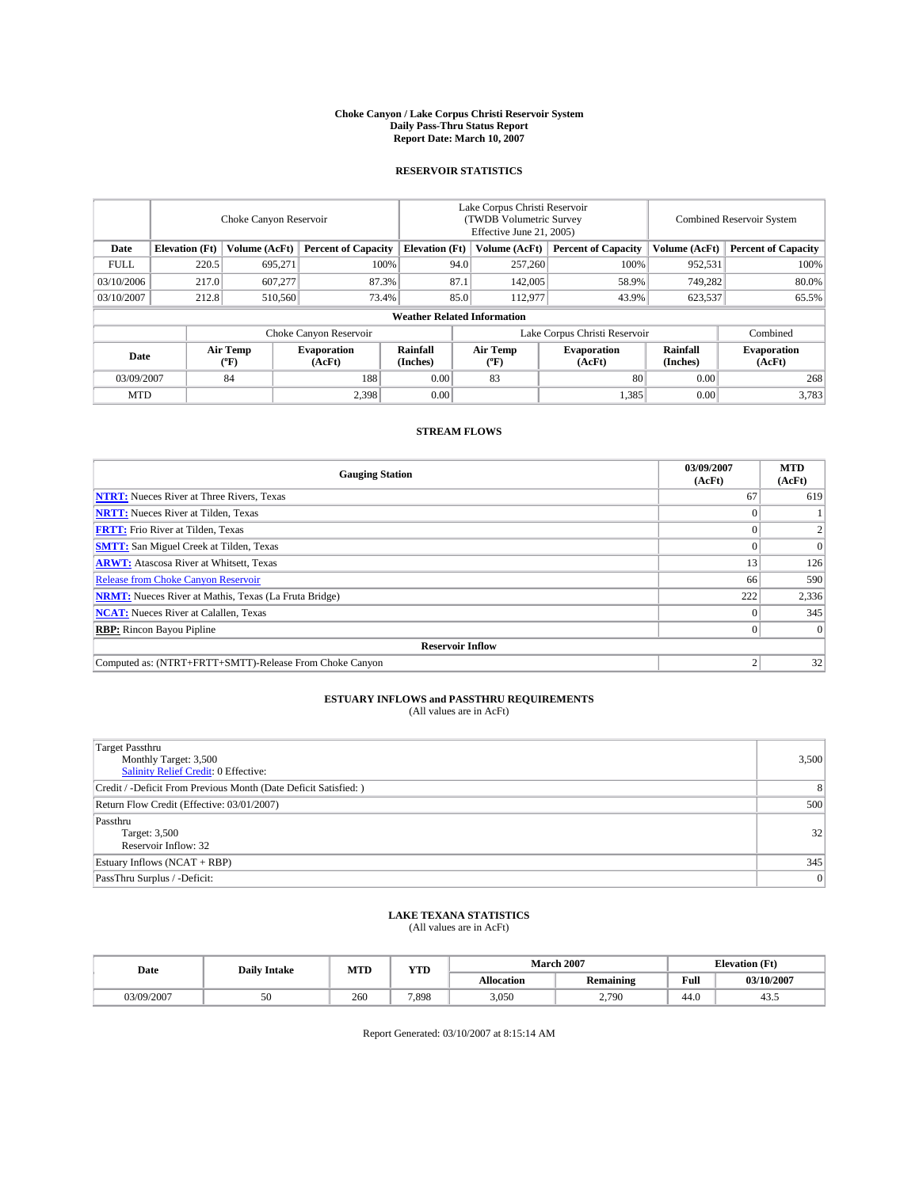**Choke Canyon / Lake Corpus Christi Reservoir System**
**Daily Pass-Thru Status Report**
**Report Date: March 10, 2007**

## RESERVOIR STATISTICS

| | Choke Canyon Reservoir | | | Lake Corpus Christi Reservoir (TWDB Volumetric Survey Effective June 21, 2005) | | | Combined Reservoir System | |
|---|---|---|---|---|---|---|---|---|
| **Date** | **Elevation (Ft)** | **Volume (AcFt)** | **Percent of Capacity** | **Elevation (Ft)** | **Volume (AcFt)** | **Percent of Capacity** | **Volume (AcFt)** | **Percent of Capacity** |
| FULL | 220.5 | 695,271 | 100% | 94.0 | 257,260 | 100% | 952,531 | 100% |
| 03/10/2006 | 217.0 | 607,277 | 87.3% | 87.1 | 142,005 | 58.9% | 749,282 | 80.0% |
| 03/10/2007 | 212.8 | 510,560 | 73.4% | 85.0 | 112,977 | 43.9% | 623,537 | 65.5% |

**Weather Related Information**

| | Choke Canyon Reservoir | | | Lake Corpus Christi Reservoir | | | Combined |
|---|---|---|---|---|---|---|---|
| **Date** | **Air Temp (°F)** | **Evaporation (AcFt)** | **Rainfall (Inches)** | **Air Temp (°F)** | **Evaporation (AcFt)** | **Rainfall (Inches)** | **Evaporation (AcFt)** |
| 03/09/2007 | 84 | 188 | 0.00 | 83 | 80 | 0.00 | 268 |
| MTD | | 2,398 | 0.00 | | 1,385 | 0.00 | 3,783 |

## STREAM FLOWS

| Gauging Station | 03/09/2007 (AcFt) | MTD (AcFt) |
|---|---|---|
| **NTRT:** Nueces River at Three Rivers, Texas | 67 | 619 |
| **NRTT:** Nueces River at Tilden, Texas | 0 | 1 |
| **FRTT:** Frio River at Tilden, Texas | 0 | 2 |
| **SMTT:** San Miguel Creek at Tilden, Texas | 0 | 0 |
| **ARWT:** Atascosa River at Whitsett, Texas | 13 | 126 |
| Release from Choke Canyon Reservoir | 66 | 590 |
| **NRMT:** Nueces River at Mathis, Texas (La Fruta Bridge) | 222 | 2,336 |
| **NCAT:** Nueces River at Calallen, Texas | 0 | 345 |
| **RBP:** Rincon Bayou Pipline | 0 | 0 |
| **Reservoir Inflow** | | |
| Computed as: (NTRT+FRTT+SMTT)-Release From Choke Canyon | 2 | 32 |

## ESTUARY INFLOWS and PASSTHRU REQUIREMENTS
(All values are in AcFt)

| | |
|---|---|
| Target Passthru<br>Monthly Target: 3,500<br>Salinity Relief Credit: 0 Effective: | 3,500 |
| Credit / -Deficit From Previous Month (Date Deficit Satisfied: ) | 8 |
| Return Flow Credit (Effective: 03/01/2007) | 500 |
| Passthru<br>Target: 3,500<br>Reservoir Inflow: 32 | 32 |
| Estuary Inflows (NCAT + RBP) | 345 |
| PassThru Surplus / -Deficit: | 0 |

## LAKE TEXANA STATISTICS
(All values are in AcFt)

| Date | Daily Intake | MTD | YTD | March 2007 | | Elevation (Ft) | |
|---|---|---|---|---|---|---|---|
| | | | | **Allocation** | **Remaining** | **Full** | **03/10/2007** |
| 03/09/2007 | 50 | 260 | 7,898 | 3,050 | 2,790 | 44.0 | 43.5 |

Report Generated: 03/10/2007 at 8:15:14 AM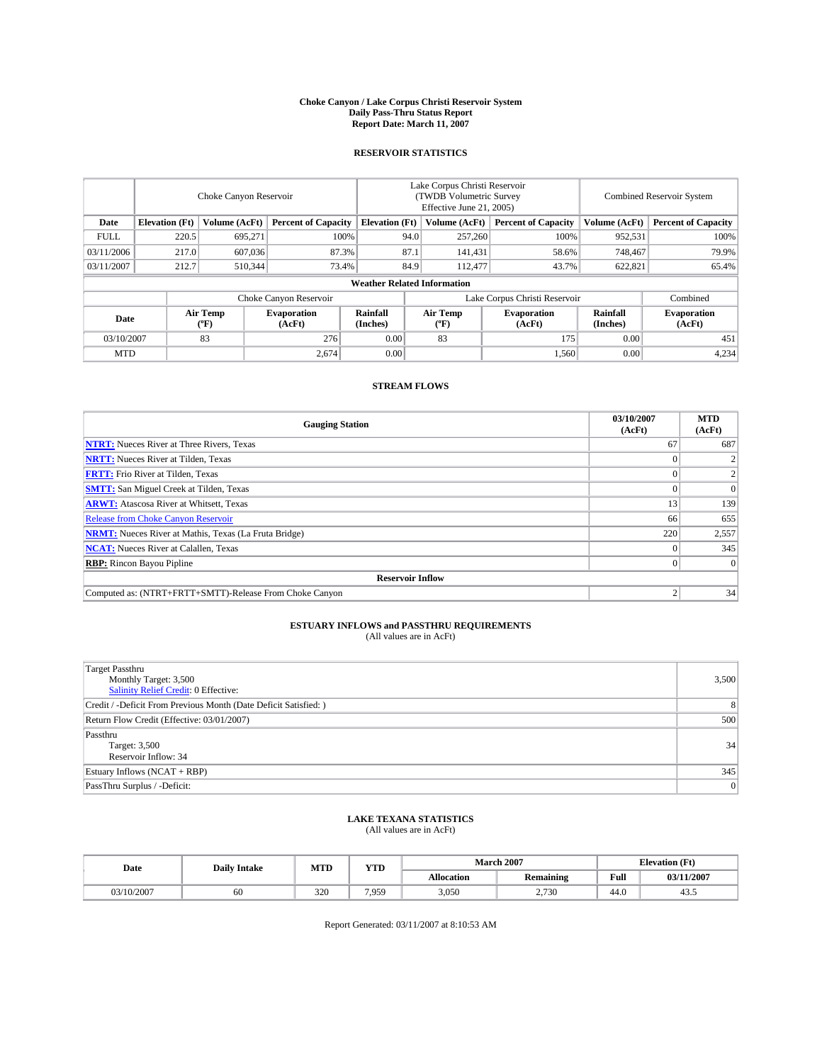**Choke Canyon / Lake Corpus Christi Reservoir System**
**Daily Pass-Thru Status Report**
**Report Date: March 11, 2007**

## RESERVOIR STATISTICS

| | Choke Canyon Reservoir | | | Lake Corpus Christi Reservoir (TWDB Volumetric Survey Effective June 21, 2005) | | | Combined Reservoir System | |
|---|---|---|---|---|---|---|---|---|
| **Date** | **Elevation (Ft)** | **Volume (AcFt)** | **Percent of Capacity** | **Elevation (Ft)** | **Volume (AcFt)** | **Percent of Capacity** | **Volume (AcFt)** | **Percent of Capacity** |
| FULL | 220.5 | 695,271 | 100% | 94.0 | 257,260 | 100% | 952,531 | 100% |
| 03/11/2006 | 217.0 | 607,036 | 87.3% | 87.1 | 141,431 | 58.6% | 748,467 | 79.9% |
| 03/11/2007 | 212.7 | 510,344 | 73.4% | 84.9 | 112,477 | 43.7% | 622,821 | 65.4% |

**Weather Related Information**

| | Choke Canyon Reservoir | | | Lake Corpus Christi Reservoir | | | Combined |
|---|---|---|---|---|---|---|---|
| **Date** | **Air Temp (°F)** | **Evaporation (AcFt)** | **Rainfall (Inches)** | **Air Temp (°F)** | **Evaporation (AcFt)** | **Rainfall (Inches)** | **Evaporation (AcFt)** |
| 03/10/2007 | 83 | 276 | 0.00 | 83 | 175 | 0.00 | 451 |
| MTD | | 2,674 | 0.00 | | 1,560 | 0.00 | 4,234 |

## STREAM FLOWS

| Gauging Station | 03/10/2007 (AcFt) | MTD (AcFt) |
|---|---|---|
| **NTRT:** Nueces River at Three Rivers, Texas | 67 | 687 |
| **NRTT:** Nueces River at Tilden, Texas | 0 | 2 |
| **FRTT:** Frio River at Tilden, Texas | 0 | 2 |
| **SMTT:** San Miguel Creek at Tilden, Texas | 0 | 0 |
| **ARWT:** Atascosa River at Whitsett, Texas | 13 | 139 |
| Release from Choke Canyon Reservoir | 66 | 655 |
| **NRMT:** Nueces River at Mathis, Texas (La Fruta Bridge) | 220 | 2,557 |
| **NCAT:** Nueces River at Calallen, Texas | 0 | 345 |
| **RBP:** Rincon Bayou Pipline | 0 | 0 |
| **Reservoir Inflow** | | |
| Computed as: (NTRT+FRTT+SMTT)-Release From Choke Canyon | 2 | 34 |

## ESTUARY INFLOWS and PASSTHRU REQUIREMENTS
(All values are in AcFt)

| | |
|---|---|
| Target Passthru<br>Monthly Target: 3,500<br>Salinity Relief Credit: 0 Effective: | 3,500 |
| Credit / -Deficit From Previous Month (Date Deficit Satisfied: ) | 8 |
| Return Flow Credit (Effective: 03/01/2007) | 500 |
| Passthru<br>Target: 3,500<br>Reservoir Inflow: 34 | 34 |
| Estuary Inflows (NCAT + RBP) | 345 |
| PassThru Surplus / -Deficit: | 0 |

## LAKE TEXANA STATISTICS
(All values are in AcFt)

| Date | Daily Intake | MTD | YTD | March 2007 | | Elevation (Ft) | |
|---|---|---|---|---|---|---|---|
| | | | | **Allocation** | **Remaining** | **Full** | **03/11/2007** |
| 03/10/2007 | 60 | 320 | 7,959 | 3,050 | 2,730 | 44.0 | 43.5 |

Report Generated: 03/11/2007 at 8:10:53 AM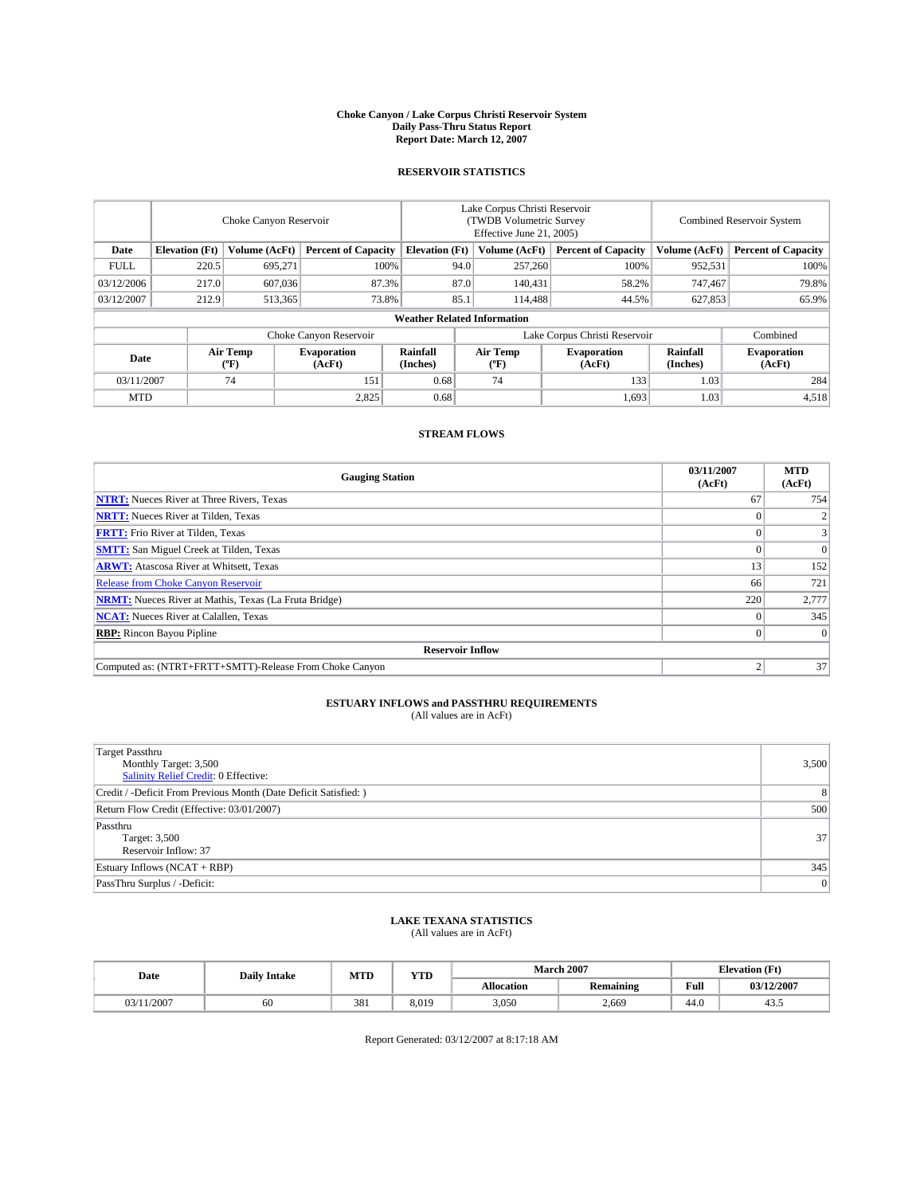**Choke Canyon / Lake Corpus Christi Reservoir System**
**Daily Pass-Thru Status Report**
**Report Date: March 12, 2007**

## RESERVOIR STATISTICS

| | Choke Canyon Reservoir | | | Lake Corpus Christi Reservoir (TWDB Volumetric Survey Effective June 21, 2005) | | | Combined Reservoir System | |
|---|---|---|---|---|---|---|---|---|
| Date | Elevation (Ft) | Volume (AcFt) | Percent of Capacity | Elevation (Ft) | Volume (AcFt) | Percent of Capacity | Volume (AcFt) | Percent of Capacity |
| FULL | 220.5 | 695,271 | 100% | 94.0 | 257,260 | 100% | 952,531 | 100% |
| 03/12/2006 | 217.0 | 607,036 | 87.3% | 87.0 | 140,431 | 58.2% | 747,467 | 79.8% |
| 03/12/2007 | 212.9 | 513,365 | 73.8% | 85.1 | 114,488 | 44.5% | 627,853 | 65.9% |

**Weather Related Information**

| | Choke Canyon Reservoir | | | Lake Corpus Christi Reservoir | | | Combined |
|---|---|---|---|---|---|---|---|
| Date | Air Temp (ºF) | Evaporation (AcFt) | Rainfall (Inches) | Air Temp (ºF) | Evaporation (AcFt) | Rainfall (Inches) | Evaporation (AcFt) |
| 03/11/2007 | 74 | 151 | 0.68 | 74 | 133 | 1.03 | 284 |
| MTD | | 2,825 | 0.68 | | 1,693 | 1.03 | 4,518 |

## STREAM FLOWS

| Gauging Station | 03/11/2007 (AcFt) | MTD (AcFt) |
|---|---|---|
| **NTRT:** Nueces River at Three Rivers, Texas | 67 | 754 |
| **NRTT:** Nueces River at Tilden, Texas | 0 | 2 |
| **FRTT:** Frio River at Tilden, Texas | 0 | 3 |
| **SMTT:** San Miguel Creek at Tilden, Texas | 0 | 0 |
| **ARWT:** Atascosa River at Whitsett, Texas | 13 | 152 |
| Release from Choke Canyon Reservoir | 66 | 721 |
| **NRMT:** Nueces River at Mathis, Texas (La Fruta Bridge) | 220 | 2,777 |
| **NCAT:** Nueces River at Calallen, Texas | 0 | 345 |
| **RBP:** Rincon Bayou Pipline | 0 | 0 |
| **Reservoir Inflow** | | |
| Computed as: (NTRT+FRTT+SMTT)-Release From Choke Canyon | 2 | 37 |

## ESTUARY INFLOWS and PASSTHRU REQUIREMENTS
(All values are in AcFt)

| | |
|---|---|
| Target Passthru<br>Monthly Target: 3,500<br>Salinity Relief Credit: 0 Effective: | 3,500 |
| Credit / -Deficit From Previous Month (Date Deficit Satisfied: ) | 8 |
| Return Flow Credit (Effective: 03/01/2007) | 500 |
| Passthru<br>Target: 3,500<br>Reservoir Inflow: 37 | 37 |
| Estuary Inflows (NCAT + RBP) | 345 |
| PassThru Surplus / -Deficit: | 0 |

## LAKE TEXANA STATISTICS
(All values are in AcFt)

| Date | Daily Intake | MTD | YTD | March 2007 | | Elevation (Ft) | |
|---|---|---|---|---|---|---|---|
| | | | | Allocation | Remaining | Full | 03/12/2007 |
| 03/11/2007 | 60 | 381 | 8,019 | 3,050 | 2,669 | 44.0 | 43.5 |

Report Generated: 03/12/2007 at 8:17:18 AM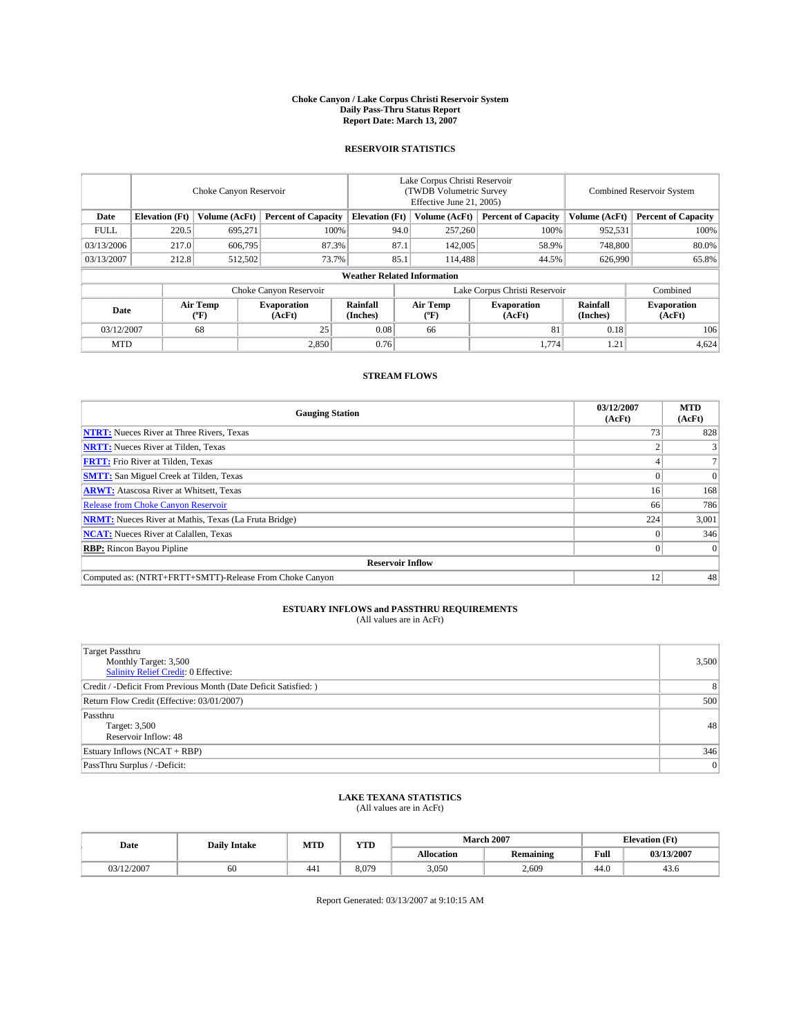# Choke Canyon / Lake Corpus Christi Reservoir System
## Daily Pass-Thru Status Report
### Report Date: March 13, 2007

## RESERVOIR STATISTICS

| Date | Choke Canyon Reservoir | | | Lake Corpus Christi Reservoir (TWDB Volumetric Survey Effective June 21, 2005) | | | Combined Reservoir System | |
|---|---|---|---|---|---|---|---|---|
| | Elevation (Ft) | Volume (AcFt) | Percent of Capacity | Elevation (Ft) | Volume (AcFt) | Percent of Capacity | Volume (AcFt) | Percent of Capacity |
| FULL | 220.5 | 695,271 | 100% | 94.0 | 257,260 | 100% | 952,531 | 100% |
| 03/13/2006 | 217.0 | 606,795 | 87.3% | 87.1 | 142,005 | 58.9% | 748,800 | 80.0% |
| 03/13/2007 | 212.8 | 512,502 | 73.7% | 85.1 | 114,488 | 44.5% | 626,990 | 65.8% |

### Weather Related Information

| Date | Choke Canyon Reservoir | | | Lake Corpus Christi Reservoir | | | Combined |
|---|---|---|---|---|---|---|---|
| | Air Temp (ºF) | Evaporation (AcFt) | Rainfall (Inches) | Air Temp (ºF) | Evaporation (AcFt) | Rainfall (Inches) | Evaporation (AcFt) |
| 03/12/2007 | 68 | 25 | 0.08 | 66 | 81 | 0.18 | 106 |
| MTD | | 2,850 | 0.76 | | 1,774 | 1.21 | 4,624 |

## STREAM FLOWS

| Gauging Station | 03/12/2007 (AcFt) | MTD (AcFt) |
|---|---|---|
| **NTRT:** Nueces River at Three Rivers, Texas | 73 | 828 |
| **NRTT:** Nueces River at Tilden, Texas | 2 | 3 |
| **FRTT:** Frio River at Tilden, Texas | 4 | 7 |
| **SMTT:** San Miguel Creek at Tilden, Texas | 0 | 0 |
| **ARWT:** Atascosa River at Whitsett, Texas | 16 | 168 |
| Release from Choke Canyon Reservoir | 66 | 786 |
| **NRMT:** Nueces River at Mathis, Texas (La Fruta Bridge) | 224 | 3,001 |
| **NCAT:** Nueces River at Calallen, Texas | 0 | 346 |
| **RBP:** Rincon Bayou Pipline | 0 | 0 |
| **Reservoir Inflow** | | |
| Computed as: (NTRT+FRTT+SMTT)-Release From Choke Canyon | 12 | 48 |

## ESTUARY INFLOWS and PASSTHRU REQUIREMENTS
(All values are in AcFt)

| | |
|---|---|
| Target Passthru<br>Monthly Target: 3,500<br>Salinity Relief Credit: 0 Effective: | 3,500 |
| Credit / -Deficit From Previous Month (Date Deficit Satisfied: ) | 8 |
| Return Flow Credit (Effective: 03/01/2007) | 500 |
| Passthru<br>Target: 3,500<br>Reservoir Inflow: 48 | 48 |
| Estuary Inflows (NCAT + RBP) | 346 |
| PassThru Surplus / -Deficit: | 0 |

## LAKE TEXANA STATISTICS
(All values are in AcFt)

| Date | Daily Intake | MTD | YTD | March 2007 | | Elevation (Ft) | |
|---|---|---|---|---|---|---|---|
| | | | | Allocation | Remaining | Full | 03/13/2007 |
| 03/12/2007 | 60 | 441 | 8,079 | 3,050 | 2,609 | 44.0 | 43.6 |

Report Generated: 03/13/2007 at 9:10:15 AM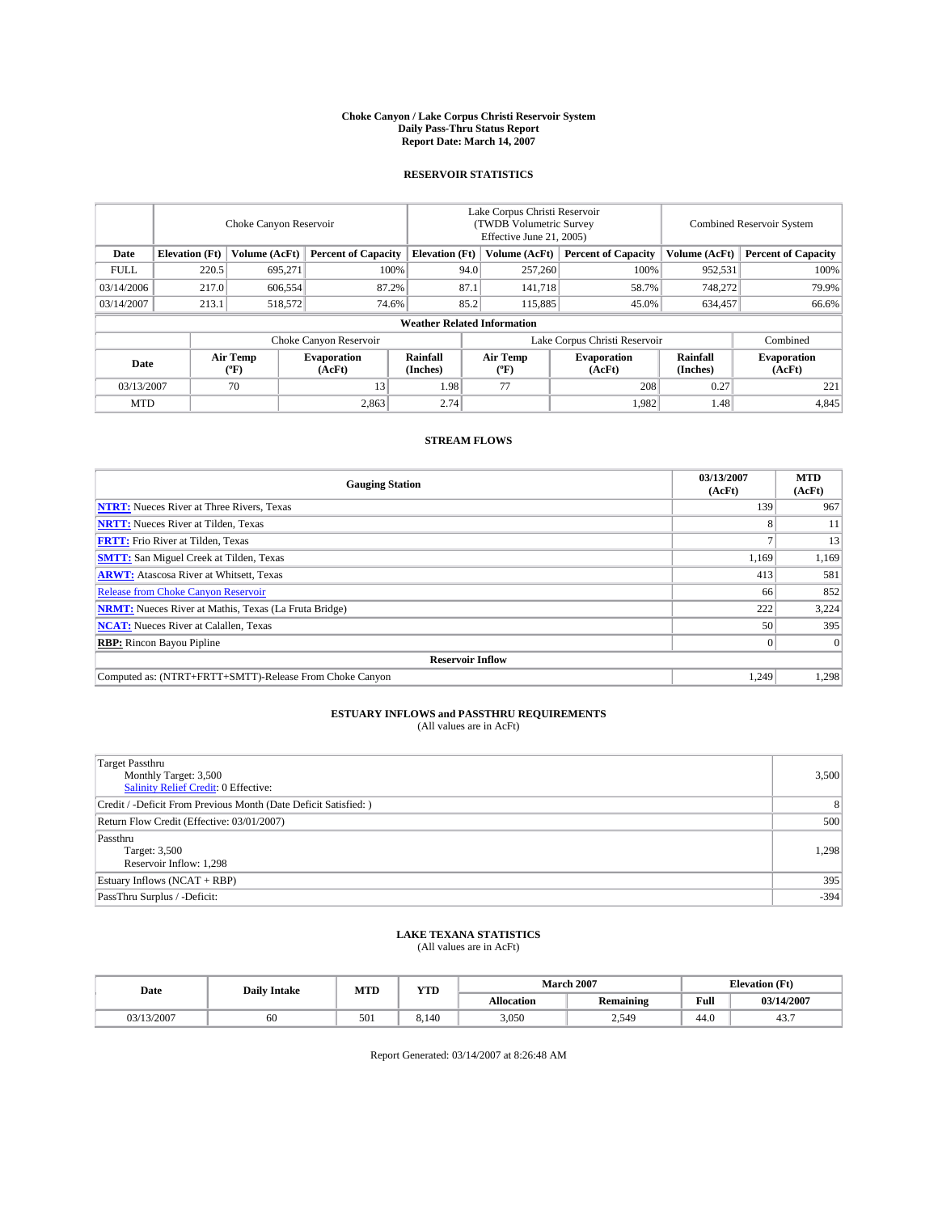# Choke Canyon / Lake Corpus Christi Reservoir System
## Daily Pass-Thru Status Report
### Report Date: March 14, 2007

## RESERVOIR STATISTICS

| | Choke Canyon Reservoir | | | Lake Corpus Christi Reservoir (TWDB Volumetric Survey Effective June 21, 2005) | | | Combined Reservoir System | |
|---|---|---|---|---|---|---|---|---|
| **Date** | **Elevation (Ft)** | **Volume (AcFt)** | **Percent of Capacity** | **Elevation (Ft)** | **Volume (AcFt)** | **Percent of Capacity** | **Volume (AcFt)** | **Percent of Capacity** |
| FULL | 220.5 | 695,271 | 100% | 94.0 | 257,260 | 100% | 952,531 | 100% |
| 03/14/2006 | 217.0 | 606,554 | 87.2% | 87.1 | 141,718 | 58.7% | 748,272 | 79.9% |
| 03/14/2007 | 213.1 | 518,572 | 74.6% | 85.2 | 115,885 | 45.0% | 634,457 | 66.6% |

**Weather Related Information**

| | Choke Canyon Reservoir | | | Lake Corpus Christi Reservoir | | | Combined |
|---|---|---|---|---|---|---|---|
| **Date** | **Air Temp (ºF)** | **Evaporation (AcFt)** | **Rainfall (Inches)** | **Air Temp (ºF)** | **Evaporation (AcFt)** | **Rainfall (Inches)** | **Evaporation (AcFt)** |
| 03/13/2007 | 70 | 13 | 1.98 | 77 | 208 | 0.27 | 221 |
| MTD | | 2,863 | 2.74 | | 1,982 | 1.48 | 4,845 |

## STREAM FLOWS

| Gauging Station | 03/13/2007 (AcFt) | MTD (AcFt) |
|---|---|---|
| **NTRT:** Nueces River at Three Rivers, Texas | 139 | 967 |
| **NRTT:** Nueces River at Tilden, Texas | 8 | 11 |
| **FRTT:** Frio River at Tilden, Texas | 7 | 13 |
| **SMTT:** San Miguel Creek at Tilden, Texas | 1,169 | 1,169 |
| **ARWT:** Atascosa River at Whitsett, Texas | 413 | 581 |
| Release from Choke Canyon Reservoir | 66 | 852 |
| **NRMT:** Nueces River at Mathis, Texas (La Fruta Bridge) | 222 | 3,224 |
| **NCAT:** Nueces River at Calallen, Texas | 50 | 395 |
| **RBP:** Rincon Bayou Pipline | 0 | 0 |
| **Reservoir Inflow** | | |
| Computed as: (NTRT+FRTT+SMTT)-Release From Choke Canyon | 1,249 | 1,298 |

## ESTUARY INFLOWS and PASSTHRU REQUIREMENTS
(All values are in AcFt)

| | |
|---|---|
| Target Passthru<br>Monthly Target: 3,500<br>Salinity Relief Credit: 0 Effective: | 3,500 |
| Credit / -Deficit From Previous Month (Date Deficit Satisfied: ) | 8 |
| Return Flow Credit (Effective: 03/01/2007) | 500 |
| Passthru<br>Target: 3,500<br>Reservoir Inflow: 1,298 | 1,298 |
| Estuary Inflows (NCAT + RBP) | 395 |
| PassThru Surplus / -Deficit: | -394 |

## LAKE TEXANA STATISTICS
(All values are in AcFt)

| Date | Daily Intake | MTD | YTD | March 2007 | | Elevation (Ft) | |
|---|---|---|---|---|---|---|---|
| | | | | **Allocation** | **Remaining** | **Full** | **03/14/2007** |
| 03/13/2007 | 60 | 501 | 8,140 | 3,050 | 2,549 | 44.0 | 43.7 |

Report Generated: 03/14/2007 at 8:26:48 AM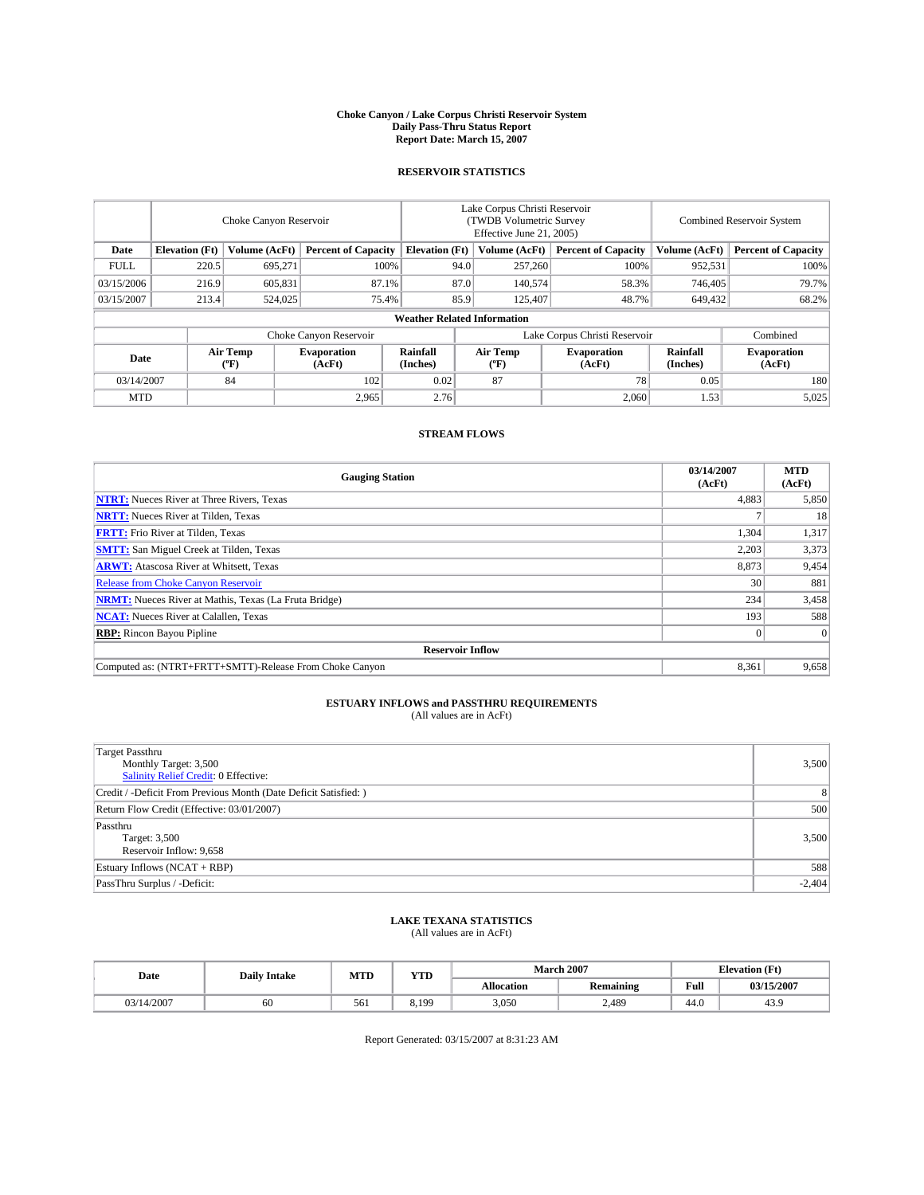# Choke Canyon / Lake Corpus Christi Reservoir System
## Daily Pass-Thru Status Report
### Report Date: March 15, 2007

## RESERVOIR STATISTICS

| | Choke Canyon Reservoir | | | Lake Corpus Christi Reservoir (TWDB Volumetric Survey Effective June 21, 2005) | | | Combined Reservoir System | |
|---|---|---|---|---|---|---|---|---|
| Date | Elevation (Ft) | Volume (AcFt) | Percent of Capacity | Elevation (Ft) | Volume (AcFt) | Percent of Capacity | Volume (AcFt) | Percent of Capacity |
| FULL | 220.5 | 695,271 | 100% | 94.0 | 257,260 | 100% | 952,531 | 100% |
| 03/15/2006 | 216.9 | 605,831 | 87.1% | 87.0 | 140,574 | 58.3% | 746,405 | 79.7% |
| 03/15/2007 | 213.4 | 524,025 | 75.4% | 85.9 | 125,407 | 48.7% | 649,432 | 68.2% |

**Weather Related Information**

| | Choke Canyon Reservoir | | | Lake Corpus Christi Reservoir | | | Combined |
|---|---|---|---|---|---|---|---|
| Date | Air Temp (ºF) | Evaporation (AcFt) | Rainfall (Inches) | Air Temp (ºF) | Evaporation (AcFt) | Rainfall (Inches) | Evaporation (AcFt) |
| 03/14/2007 | 84 | 102 | 0.02 | 87 | 78 | 0.05 | 180 |
| MTD | | 2,965 | 2.76 | | 2,060 | 1.53 | 5,025 |

## STREAM FLOWS

| Gauging Station | 03/14/2007 (AcFt) | MTD (AcFt) |
|---|---|---|
| **NTRT:** Nueces River at Three Rivers, Texas | 4,883 | 5,850 |
| **NRTT:** Nueces River at Tilden, Texas | 7 | 18 |
| **FRTT:** Frio River at Tilden, Texas | 1,304 | 1,317 |
| **SMTT:** San Miguel Creek at Tilden, Texas | 2,203 | 3,373 |
| **ARWT:** Atascosa River at Whitsett, Texas | 8,873 | 9,454 |
| Release from Choke Canyon Reservoir | 30 | 881 |
| **NRMT:** Nueces River at Mathis, Texas (La Fruta Bridge) | 234 | 3,458 |
| **NCAT:** Nueces River at Calallen, Texas | 193 | 588 |
| **RBP:** Rincon Bayou Pipline | 0 | 0 |
| **Reservoir Inflow** | | |
| Computed as: (NTRT+FRTT+SMTT)-Release From Choke Canyon | 8,361 | 9,658 |

## ESTUARY INFLOWS and PASSTHRU REQUIREMENTS
(All values are in AcFt)

| | |
|---|---|
| Target Passthru<br>Monthly Target: 3,500<br>Salinity Relief Credit: 0 Effective: | 3,500 |
| Credit / -Deficit From Previous Month (Date Deficit Satisfied: ) | 8 |
| Return Flow Credit (Effective: 03/01/2007) | 500 |
| Passthru<br>Target: 3,500<br>Reservoir Inflow: 9,658 | 3,500 |
| Estuary Inflows (NCAT + RBP) | 588 |
| PassThru Surplus / -Deficit: | -2,404 |

## LAKE TEXANA STATISTICS
(All values are in AcFt)

| Date | Daily Intake | MTD | YTD | March 2007 | | Elevation (Ft) | |
|---|---|---|---|---|---|---|---|
| | | | | Allocation | Remaining | Full | 03/15/2007 |
| 03/14/2007 | 60 | 561 | 8,199 | 3,050 | 2,489 | 44.0 | 43.9 |

Report Generated: 03/15/2007 at 8:31:23 AM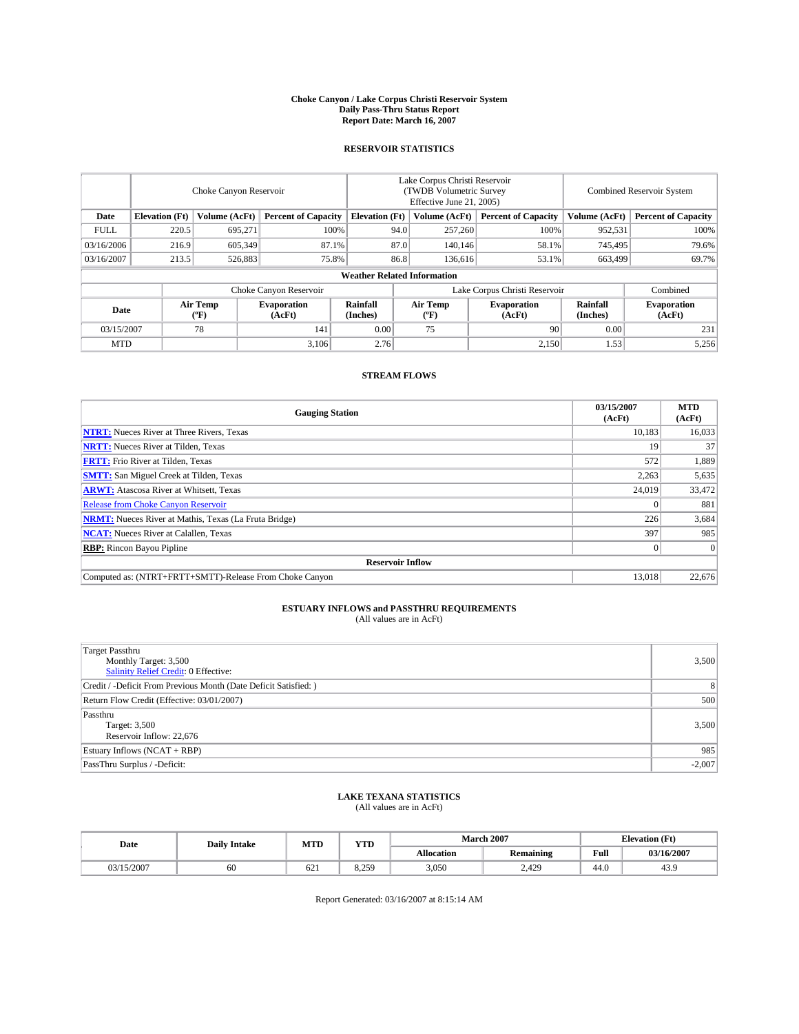# Choke Canyon / Lake Corpus Christi Reservoir System
## Daily Pass-Thru Status Report
### Report Date: March 16, 2007

## RESERVOIR STATISTICS

| | Choke Canyon Reservoir | | | Lake Corpus Christi Reservoir (TWDB Volumetric Survey Effective June 21, 2005) | | | Combined Reservoir System | |
|---|---|---|---|---|---|---|---|---|
| Date | Elevation (Ft) | Volume (AcFt) | Percent of Capacity | Elevation (Ft) | Volume (AcFt) | Percent of Capacity | Volume (AcFt) | Percent of Capacity |
| FULL | 220.5 | 695,271 | 100% | 94.0 | 257,260 | 100% | 952,531 | 100% |
| 03/16/2006 | 216.9 | 605,349 | 87.1% | 87.0 | 140,146 | 58.1% | 745,495 | 79.6% |
| 03/16/2007 | 213.5 | 526,883 | 75.8% | 86.8 | 136,616 | 53.1% | 663,499 | 69.7% |

**Weather Related Information**

| | Choke Canyon Reservoir | | | Lake Corpus Christi Reservoir | | | Combined |
|---|---|---|---|---|---|---|---|
| Date | Air Temp (ºF) | Evaporation (AcFt) | Rainfall (Inches) | Air Temp (ºF) | Evaporation (AcFt) | Rainfall (Inches) | Evaporation (AcFt) |
| 03/15/2007 | 78 | 141 | 0.00 | 75 | 90 | 0.00 | 231 |
| MTD | | 3,106 | 2.76 | | 2,150 | 1.53 | 5,256 |

## STREAM FLOWS

| Gauging Station | 03/15/2007 (AcFt) | MTD (AcFt) |
|---|---|---|
| **NTRT:** Nueces River at Three Rivers, Texas | 10,183 | 16,033 |
| **NRTT:** Nueces River at Tilden, Texas | 19 | 37 |
| **FRTT:** Frio River at Tilden, Texas | 572 | 1,889 |
| **SMTT:** San Miguel Creek at Tilden, Texas | 2,263 | 5,635 |
| **ARWT:** Atascosa River at Whitsett, Texas | 24,019 | 33,472 |
| Release from Choke Canyon Reservoir | 0 | 881 |
| **NRMT:** Nueces River at Mathis, Texas (La Fruta Bridge) | 226 | 3,684 |
| **NCAT:** Nueces River at Calallen, Texas | 397 | 985 |
| **RBP:** Rincon Bayou Pipline | 0 | 0 |
| **Reservoir Inflow** | | |
| Computed as: (NTRT+FRTT+SMTT)-Release From Choke Canyon | 13,018 | 22,676 |

## ESTUARY INFLOWS and PASSTHRU REQUIREMENTS
(All values are in AcFt)

| | |
|---|---|
| Target Passthru<br>Monthly Target: 3,500<br>Salinity Relief Credit: 0 Effective: | 3,500 |
| Credit / -Deficit From Previous Month (Date Deficit Satisfied: ) | 8 |
| Return Flow Credit (Effective: 03/01/2007) | 500 |
| Passthru<br>Target: 3,500<br>Reservoir Inflow: 22,676 | 3,500 |
| Estuary Inflows (NCAT + RBP) | 985 |
| PassThru Surplus / -Deficit: | -2,007 |

## LAKE TEXANA STATISTICS
(All values are in AcFt)

| Date | Daily Intake | MTD | YTD | March 2007 | | Elevation (Ft) | |
|---|---|---|---|---|---|---|---|
| | | | | Allocation | Remaining | Full | 03/16/2007 |
| 03/15/2007 | 60 | 621 | 8,259 | 3,050 | 2,429 | 44.0 | 43.9 |

Report Generated: 03/16/2007 at 8:15:14 AM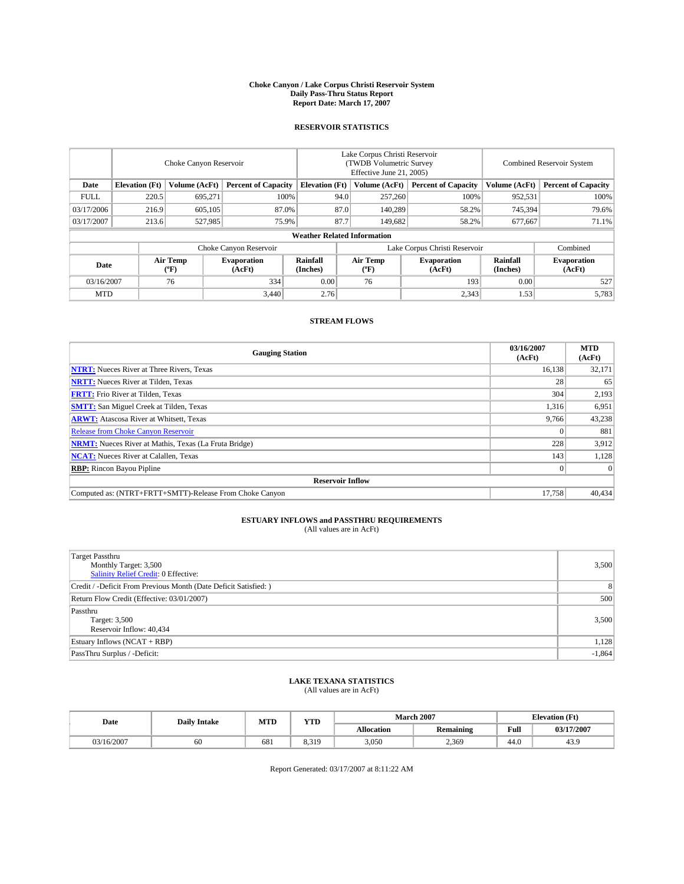# Choke Canyon / Lake Corpus Christi Reservoir System
## Daily Pass-Thru Status Report
## Report Date: March 17, 2007

### RESERVOIR STATISTICS

| | Choke Canyon Reservoir | | | Lake Corpus Christi Reservoir (TWDB Volumetric Survey Effective June 21, 2005) | | | Combined Reservoir System | |
|---|---|---|---|---|---|---|---|---|
| Date | Elevation (Ft) | Volume (AcFt) | Percent of Capacity | Elevation (Ft) | Volume (AcFt) | Percent of Capacity | Volume (AcFt) | Percent of Capacity |
| FULL | 220.5 | 695,271 | 100% | 94.0 | 257,260 | 100% | 952,531 | 100% |
| 03/17/2006 | 216.9 | 605,105 | 87.0% | 87.0 | 140,289 | 58.2% | 745,394 | 79.6% |
| 03/17/2007 | 213.6 | 527,985 | 75.9% | 87.7 | 149,682 | 58.2% | 677,667 | 71.1% |

**Weather Related Information**

| | Choke Canyon Reservoir | | | Lake Corpus Christi Reservoir | | | Combined |
|---|---|---|---|---|---|---|---|
| Date | Air Temp (ºF) | Evaporation (AcFt) | Rainfall (Inches) | Air Temp (ºF) | Evaporation (AcFt) | Rainfall (Inches) | Evaporation (AcFt) |
| 03/16/2007 | 76 | 334 | 0.00 | 76 | 193 | 0.00 | 527 |
| MTD | | 3,440 | 2.76 | | 2,343 | 1.53 | 5,783 |

### STREAM FLOWS

| Gauging Station | 03/16/2007 (AcFt) | MTD (AcFt) |
|---|---|---|
| **NTRT:** Nueces River at Three Rivers, Texas | 16,138 | 32,171 |
| **NRTT:** Nueces River at Tilden, Texas | 28 | 65 |
| **FRTT:** Frio River at Tilden, Texas | 304 | 2,193 |
| **SMTT:** San Miguel Creek at Tilden, Texas | 1,316 | 6,951 |
| **ARWT:** Atascosa River at Whitsett, Texas | 9,766 | 43,238 |
| Release from Choke Canyon Reservoir | 0 | 881 |
| **NRMT:** Nueces River at Mathis, Texas (La Fruta Bridge) | 228 | 3,912 |
| **NCAT:** Nueces River at Calallen, Texas | 143 | 1,128 |
| **RBP:** Rincon Bayou Pipline | 0 | 0 |
| **Reservoir Inflow** | | |
| Computed as: (NTRT+FRTT+SMTT)-Release From Choke Canyon | 17,758 | 40,434 |

### ESTUARY INFLOWS and PASSTHRU REQUIREMENTS
(All values are in AcFt)

| | |
|---|---|
| Target Passthru<br>Monthly Target: 3,500<br>Salinity Relief Credit: 0 Effective: | 3,500 |
| Credit / -Deficit From Previous Month (Date Deficit Satisfied: ) | 8 |
| Return Flow Credit (Effective: 03/01/2007) | 500 |
| Passthru<br>Target: 3,500<br>Reservoir Inflow: 40,434 | 3,500 |
| Estuary Inflows (NCAT + RBP) | 1,128 |
| PassThru Surplus / -Deficit: | -1,864 |

### LAKE TEXANA STATISTICS
(All values are in AcFt)

| Date | Daily Intake | MTD | YTD | March 2007 | | Elevation (Ft) | |
|---|---|---|---|---|---|---|---|
| | | | | Allocation | Remaining | Full | 03/17/2007 |
| 03/16/2007 | 60 | 681 | 8,319 | 3,050 | 2,369 | 44.0 | 43.9 |

Report Generated: 03/17/2007 at 8:11:22 AM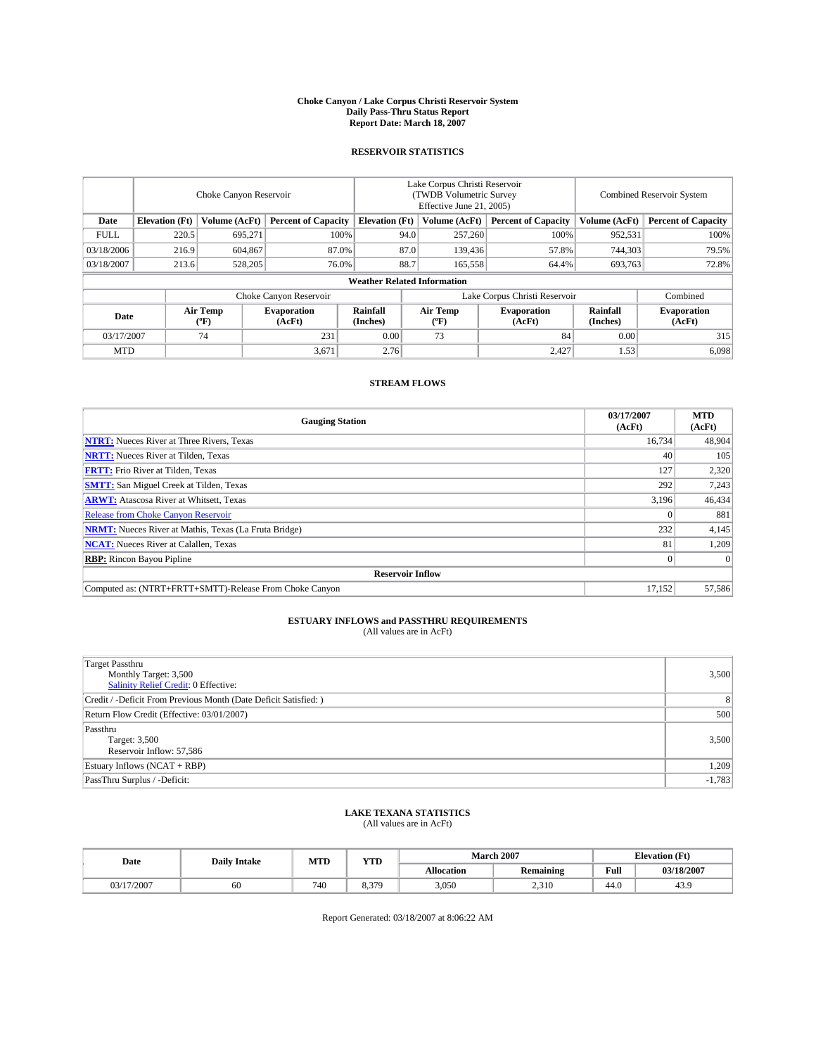# Choke Canyon / Lake Corpus Christi Reservoir System
## Daily Pass-Thru Status Report
### Report Date: March 18, 2007

## RESERVOIR STATISTICS

| | Choke Canyon Reservoir | | | Lake Corpus Christi Reservoir (TWDB Volumetric Survey Effective June 21, 2005) | | | Combined Reservoir System | |
|---|---|---|---|---|---|---|---|---|
| Date | Elevation (Ft) | Volume (AcFt) | Percent of Capacity | Elevation (Ft) | Volume (AcFt) | Percent of Capacity | Volume (AcFt) | Percent of Capacity |
| FULL | 220.5 | 695,271 | 100% | 94.0 | 257,260 | 100% | 952,531 | 100% |
| 03/18/2006 | 216.9 | 604,867 | 87.0% | 87.0 | 139,436 | 57.8% | 744,303 | 79.5% |
| 03/18/2007 | 213.6 | 528,205 | 76.0% | 88.7 | 165,558 | 64.4% | 693,763 | 72.8% |

### Weather Related Information

| | Choke Canyon Reservoir | | | Lake Corpus Christi Reservoir | | | Combined |
|---|---|---|---|---|---|---|---|
| Date | Air Temp (°F) | Evaporation (AcFt) | Rainfall (Inches) | Air Temp (°F) | Evaporation (AcFt) | Rainfall (Inches) | Evaporation (AcFt) |
| 03/17/2007 | 74 | 231 | 0.00 | 73 | 84 | 0.00 | 315 |
| MTD | | 3,671 | 2.76 | | 2,427 | 1.53 | 6,098 |

## STREAM FLOWS

| Gauging Station | 03/17/2007 (AcFt) | MTD (AcFt) |
|---|---|---|
| **NTRT:** Nueces River at Three Rivers, Texas | 16,734 | 48,904 |
| **NRTT:** Nueces River at Tilden, Texas | 40 | 105 |
| **FRTT:** Frio River at Tilden, Texas | 127 | 2,320 |
| **SMTT:** San Miguel Creek at Tilden, Texas | 292 | 7,243 |
| **ARWT:** Atascosa River at Whitsett, Texas | 3,196 | 46,434 |
| Release from Choke Canyon Reservoir | 0 | 881 |
| **NRMT:** Nueces River at Mathis, Texas (La Fruta Bridge) | 232 | 4,145 |
| **NCAT:** Nueces River at Calallen, Texas | 81 | 1,209 |
| **RBP:** Rincon Bayou Pipline | 0 | 0 |
| **Reservoir Inflow** | | |
| Computed as: (NTRT+FRTT+SMTT)-Release From Choke Canyon | 17,152 | 57,586 |

## ESTUARY INFLOWS and PASSTHRU REQUIREMENTS
(All values are in AcFt)

| | |
|---|---|
| Target Passthru<br>Monthly Target: 3,500<br>Salinity Relief Credit: 0 Effective: | 3,500 |
| Credit / -Deficit From Previous Month (Date Deficit Satisfied: ) | 8 |
| Return Flow Credit (Effective: 03/01/2007) | 500 |
| Passthru<br>Target: 3,500<br>Reservoir Inflow: 57,586 | 3,500 |
| Estuary Inflows (NCAT + RBP) | 1,209 |
| PassThru Surplus / -Deficit: | -1,783 |

## LAKE TEXANA STATISTICS
(All values are in AcFt)

| Date | Daily Intake | MTD | YTD | March 2007 | | Elevation (Ft) | |
|---|---|---|---|---|---|---|---|
| | | | | Allocation | Remaining | Full | 03/18/2007 |
| 03/17/2007 | 60 | 740 | 8,379 | 3,050 | 2,310 | 44.0 | 43.9 |

Report Generated: 03/18/2007 at 8:06:22 AM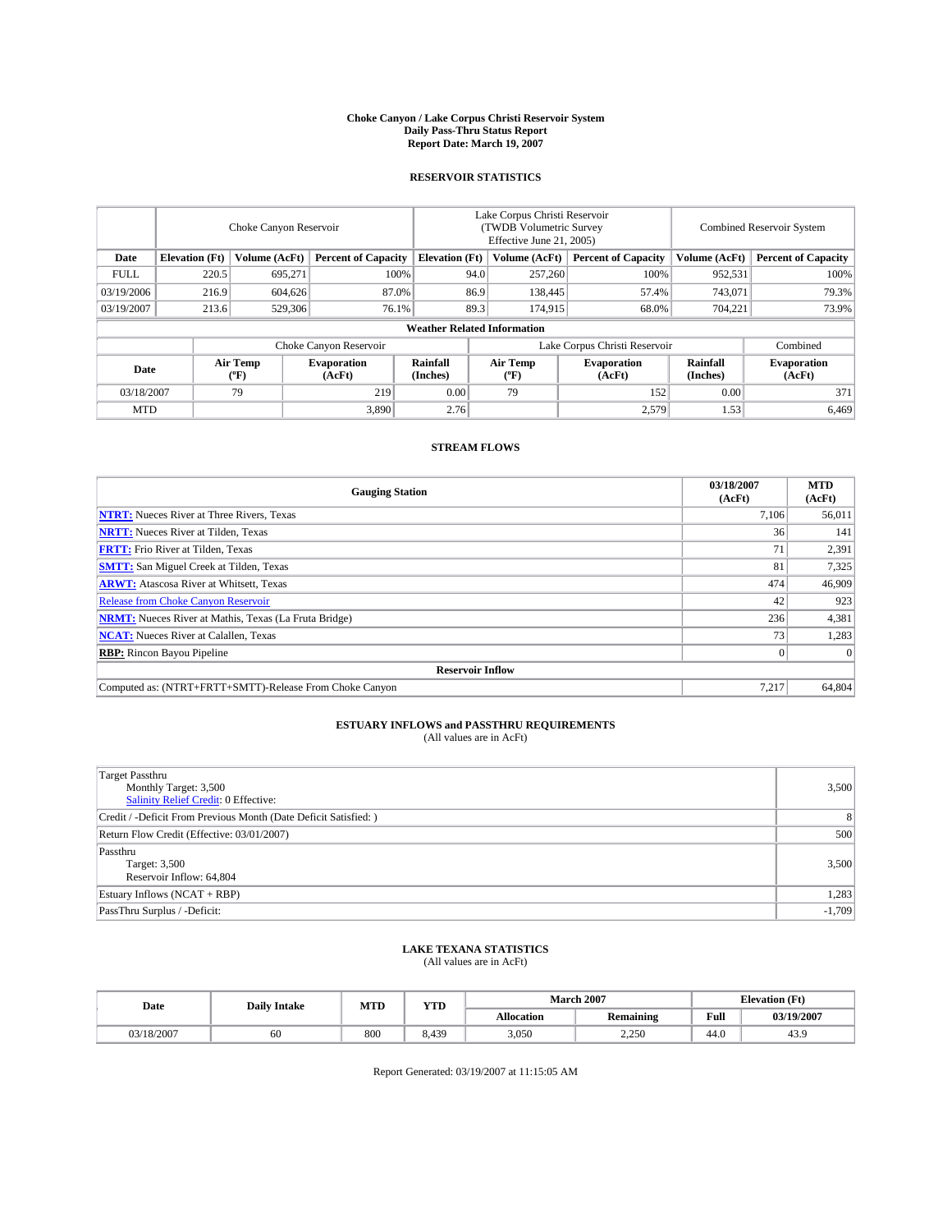# Choke Canyon / Lake Corpus Christi Reservoir System
## Daily Pass-Thru Status Report
## Report Date: March 19, 2007

### RESERVOIR STATISTICS

| | Choke Canyon Reservoir | | | Lake Corpus Christi Reservoir (TWDB Volumetric Survey Effective June 21, 2005) | | | Combined Reservoir System | |
|---|---|---|---|---|---|---|---|---|
| Date | Elevation (Ft) | Volume (AcFt) | Percent of Capacity | Elevation (Ft) | Volume (AcFt) | Percent of Capacity | Volume (AcFt) | Percent of Capacity |
| FULL | 220.5 | 695,271 | 100% | 94.0 | 257,260 | 100% | 952,531 | 100% |
| 03/19/2006 | 216.9 | 604,626 | 87.0% | 86.9 | 138,445 | 57.4% | 743,071 | 79.3% |
| 03/19/2007 | 213.6 | 529,306 | 76.1% | 89.3 | 174,915 | 68.0% | 704,221 | 73.9% |

**Weather Related Information**

| | Choke Canyon Reservoir | | | Lake Corpus Christi Reservoir | | | Combined |
|---|---|---|---|---|---|---|---|
| Date | Air Temp (ºF) | Evaporation (AcFt) | Rainfall (Inches) | Air Temp (ºF) | Evaporation (AcFt) | Rainfall (Inches) | Evaporation (AcFt) |
| 03/18/2007 | 79 | 219 | 0.00 | 79 | 152 | 0.00 | 371 |
| MTD | | 3,890 | 2.76 | | 2,579 | 1.53 | 6,469 |

### STREAM FLOWS

| Gauging Station | 03/18/2007 (AcFt) | MTD (AcFt) |
|---|---|---|
| **NTRT:** Nueces River at Three Rivers, Texas | 7,106 | 56,011 |
| **NRTT:** Nueces River at Tilden, Texas | 36 | 141 |
| **FRTT:** Frio River at Tilden, Texas | 71 | 2,391 |
| **SMTT:** San Miguel Creek at Tilden, Texas | 81 | 7,325 |
| **ARWT:** Atascosa River at Whitsett, Texas | 474 | 46,909 |
| Release from Choke Canyon Reservoir | 42 | 923 |
| **NRMT:** Nueces River at Mathis, Texas (La Fruta Bridge) | 236 | 4,381 |
| **NCAT:** Nueces River at Calallen, Texas | 73 | 1,283 |
| **RBP:** Rincon Bayou Pipeline | 0 | 0 |
| **Reservoir Inflow** | | |
| Computed as: (NTRT+FRTT+SMTT)-Release From Choke Canyon | 7,217 | 64,804 |

### ESTUARY INFLOWS and PASSTHRU REQUIREMENTS
(All values are in AcFt)

| | |
|---|---|
| Target Passthru<br>Monthly Target: 3,500<br>Salinity Relief Credit: 0 Effective: | 3,500 |
| Credit / -Deficit From Previous Month (Date Deficit Satisfied: ) | 8 |
| Return Flow Credit (Effective: 03/01/2007) | 500 |
| Passthru<br>Target: 3,500<br>Reservoir Inflow: 64,804 | 3,500 |
| Estuary Inflows (NCAT + RBP) | 1,283 |
| PassThru Surplus / -Deficit: | -1,709 |

### LAKE TEXANA STATISTICS
(All values are in AcFt)

| Date | Daily Intake | MTD | YTD | March 2007 | | Elevation (Ft) | |
|---|---|---|---|---|---|---|---|
| | | | | Allocation | Remaining | Full | 03/19/2007 |
| 03/18/2007 | 60 | 800 | 8,439 | 3,050 | 2,250 | 44.0 | 43.9 |

Report Generated: 03/19/2007 at 11:15:05 AM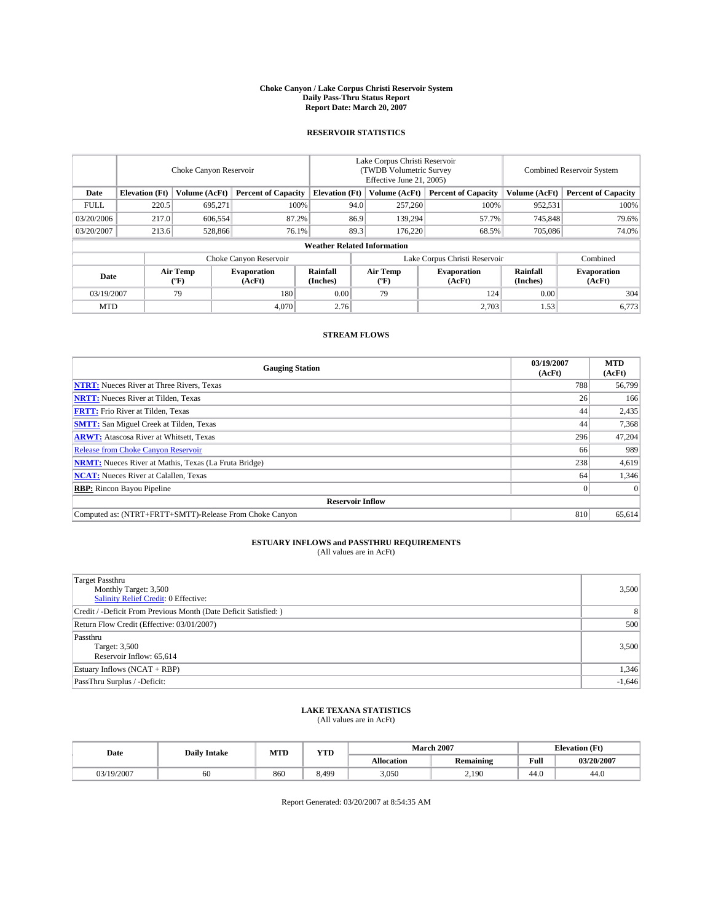# Choke Canyon / Lake Corpus Christi Reservoir System
## Daily Pass-Thru Status Report
### Report Date: March 20, 2007

## RESERVOIR STATISTICS

| | Choke Canyon Reservoir | | | Lake Corpus Christi Reservoir (TWDB Volumetric Survey Effective June 21, 2005) | | | Combined Reservoir System | |
|---|---|---|---|---|---|---|---|---|
| **Date** | **Elevation (Ft)** | **Volume (AcFt)** | **Percent of Capacity** | **Elevation (Ft)** | **Volume (AcFt)** | **Percent of Capacity** | **Volume (AcFt)** | **Percent of Capacity** |
| FULL | 220.5 | 695,271 | 100% | 94.0 | 257,260 | 100% | 952,531 | 100% |
| 03/20/2006 | 217.0 | 606,554 | 87.2% | 86.9 | 139,294 | 57.7% | 745,848 | 79.6% |
| 03/20/2007 | 213.6 | 528,866 | 76.1% | 89.3 | 176,220 | 68.5% | 705,086 | 74.0% |

**Weather Related Information**

| | Choke Canyon Reservoir | | | Lake Corpus Christi Reservoir | | | Combined |
|---|---|---|---|---|---|---|---|
| **Date** | **Air Temp (°F)** | **Evaporation (AcFt)** | **Rainfall (Inches)** | **Air Temp (°F)** | **Evaporation (AcFt)** | **Rainfall (Inches)** | **Evaporation (AcFt)** |
| 03/19/2007 | 79 | 180 | 0.00 | 79 | 124 | 0.00 | 304 |
| MTD | | 4,070 | 2.76 | | 2,703 | 1.53 | 6,773 |

## STREAM FLOWS

| Gauging Station | 03/19/2007 (AcFt) | MTD (AcFt) |
|---|---|---|
| **NTRT:** Nueces River at Three Rivers, Texas | 788 | 56,799 |
| **NRTT:** Nueces River at Tilden, Texas | 26 | 166 |
| **FRTT:** Frio River at Tilden, Texas | 44 | 2,435 |
| **SMTT:** San Miguel Creek at Tilden, Texas | 44 | 7,368 |
| **ARWT:** Atascosa River at Whitsett, Texas | 296 | 47,204 |
| Release from Choke Canyon Reservoir | 66 | 989 |
| **NRMT:** Nueces River at Mathis, Texas (La Fruta Bridge) | 238 | 4,619 |
| **NCAT:** Nueces River at Calallen, Texas | 64 | 1,346 |
| **RBP:** Rincon Bayou Pipeline | 0 | 0 |
| **Reservoir Inflow** | | |
| Computed as: (NTRT+FRTT+SMTT)-Release From Choke Canyon | 810 | 65,614 |

## ESTUARY INFLOWS and PASSTHRU REQUIREMENTS
(All values are in AcFt)

| | |
|---|---|
| Target Passthru<br>Monthly Target: 3,500<br>Salinity Relief Credit: 0 Effective: | 3,500 |
| Credit / -Deficit From Previous Month (Date Deficit Satisfied: ) | 8 |
| Return Flow Credit (Effective: 03/01/2007) | 500 |
| Passthru<br>Target: 3,500<br>Reservoir Inflow: 65,614 | 3,500 |
| Estuary Inflows (NCAT + RBP) | 1,346 |
| PassThru Surplus / -Deficit: | -1,646 |

## LAKE TEXANA STATISTICS
(All values are in AcFt)

| Date | Daily Intake | MTD | YTD | March 2007 | | Elevation (Ft) | |
|---|---|---|---|---|---|---|---|
| | | | | **Allocation** | **Remaining** | **Full** | **03/20/2007** |
| 03/19/2007 | 60 | 860 | 8,499 | 3,050 | 2,190 | 44.0 | 44.0 |

Report Generated: 03/20/2007 at 8:54:35 AM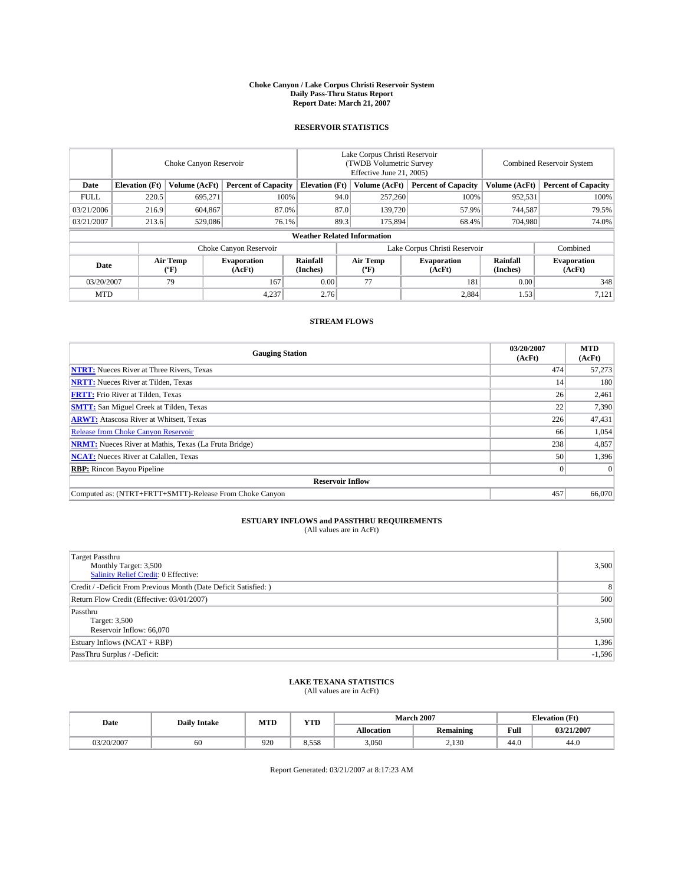# Choke Canyon / Lake Corpus Christi Reservoir System
## Daily Pass-Thru Status Report
### Report Date: March 21, 2007

## RESERVOIR STATISTICS

| | Choke Canyon Reservoir | | | Lake Corpus Christi Reservoir (TWDB Volumetric Survey Effective June 21, 2005) | | | Combined Reservoir System | |
|---|---|---|---|---|---|---|---|---|
| Date | Elevation (Ft) | Volume (AcFt) | Percent of Capacity | Elevation (Ft) | Volume (AcFt) | Percent of Capacity | Volume (AcFt) | Percent of Capacity |
| FULL | 220.5 | 695,271 | 100% | 94.0 | 257,260 | 100% | 952,531 | 100% |
| 03/21/2006 | 216.9 | 604,867 | 87.0% | 87.0 | 139,720 | 57.9% | 744,587 | 79.5% |
| 03/21/2007 | 213.6 | 529,086 | 76.1% | 89.3 | 175,894 | 68.4% | 704,980 | 74.0% |

**Weather Related Information**

| | Choke Canyon Reservoir | | | Lake Corpus Christi Reservoir | | | Combined |
|---|---|---|---|---|---|---|---|
| Date | Air Temp (ºF) | Evaporation (AcFt) | Rainfall (Inches) | Air Temp (ºF) | Evaporation (AcFt) | Rainfall (Inches) | Evaporation (AcFt) |
| 03/20/2007 | 79 | 167 | 0.00 | 77 | 181 | 0.00 | 348 |
| MTD | | 4,237 | 2.76 | | 2,884 | 1.53 | 7,121 |

## STREAM FLOWS

| Gauging Station | 03/20/2007 (AcFt) | MTD (AcFt) |
|---|---|---|
| **NTRT:** Nueces River at Three Rivers, Texas | 474 | 57,273 |
| **NRTT:** Nueces River at Tilden, Texas | 14 | 180 |
| **FRTT:** Frio River at Tilden, Texas | 26 | 2,461 |
| **SMTT:** San Miguel Creek at Tilden, Texas | 22 | 7,390 |
| **ARWT:** Atascosa River at Whitsett, Texas | 226 | 47,431 |
| Release from Choke Canyon Reservoir | 66 | 1,054 |
| **NRMT:** Nueces River at Mathis, Texas (La Fruta Bridge) | 238 | 4,857 |
| **NCAT:** Nueces River at Calallen, Texas | 50 | 1,396 |
| **RBP:** Rincon Bayou Pipeline | 0 | 0 |
| **Reservoir Inflow** | | |
| Computed as: (NTRT+FRTT+SMTT)-Release From Choke Canyon | 457 | 66,070 |

## ESTUARY INFLOWS and PASSTHRU REQUIREMENTS
(All values are in AcFt)

| | |
|---|---|
| Target Passthru<br>Monthly Target: 3,500<br>Salinity Relief Credit: 0 Effective: | 3,500 |
| Credit / -Deficit From Previous Month (Date Deficit Satisfied: ) | 8 |
| Return Flow Credit (Effective: 03/01/2007) | 500 |
| Passthru<br>Target: 3,500<br>Reservoir Inflow: 66,070 | 3,500 |
| Estuary Inflows (NCAT + RBP) | 1,396 |
| PassThru Surplus / -Deficit: | -1,596 |

## LAKE TEXANA STATISTICS
(All values are in AcFt)

| Date | Daily Intake | MTD | YTD | March 2007 | | Elevation (Ft) | |
|---|---|---|---|---|---|---|---|
| | | | | Allocation | Remaining | Full | 03/21/2007 |
| 03/20/2007 | 60 | 920 | 8,558 | 3,050 | 2,130 | 44.0 | 44.0 |

Report Generated: 03/21/2007 at 8:17:23 AM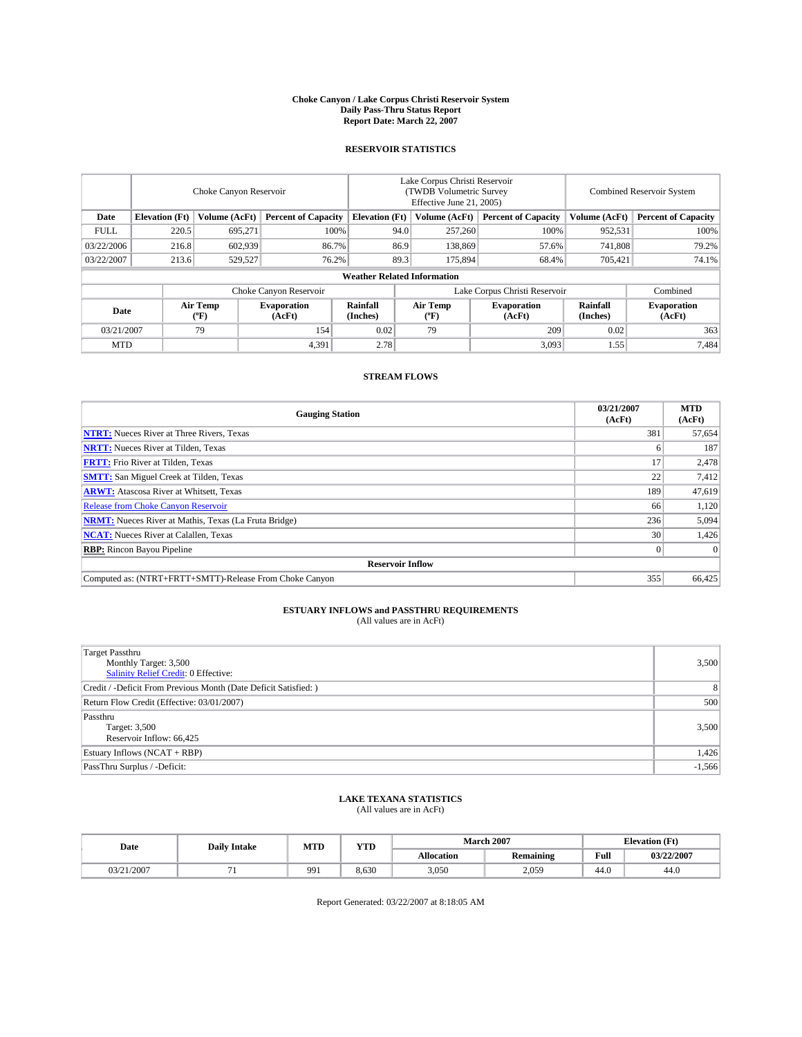# Choke Canyon / Lake Corpus Christi Reservoir System
## Daily Pass-Thru Status Report
### Report Date: March 22, 2007

## RESERVOIR STATISTICS

| | Choke Canyon Reservoir | | | Lake Corpus Christi Reservoir (TWDB Volumetric Survey Effective June 21, 2005) | | | Combined Reservoir System | |
|---|---|---|---|---|---|---|---|---|
| Date | Elevation (Ft) | Volume (AcFt) | Percent of Capacity | Elevation (Ft) | Volume (AcFt) | Percent of Capacity | Volume (AcFt) | Percent of Capacity |
| FULL | 220.5 | 695,271 | 100% | 94.0 | 257,260 | 100% | 952,531 | 100% |
| 03/22/2006 | 216.8 | 602,939 | 86.7% | 86.9 | 138,869 | 57.6% | 741,808 | 79.2% |
| 03/22/2007 | 213.6 | 529,527 | 76.2% | 89.3 | 175,894 | 68.4% | 705,421 | 74.1% |

### Weather Related Information

| | Choke Canyon Reservoir | | | Lake Corpus Christi Reservoir | | | Combined |
|---|---|---|---|---|---|---|---|
| Date | Air Temp (ºF) | Evaporation (AcFt) | Rainfall (Inches) | Air Temp (ºF) | Evaporation (AcFt) | Rainfall (Inches) | Evaporation (AcFt) |
| 03/21/2007 | 79 | 154 | 0.02 | 79 | 209 | 0.02 | 363 |
| MTD | | 4,391 | 2.78 | | 3,093 | 1.55 | 7,484 |

## STREAM FLOWS

| Gauging Station | 03/21/2007 (AcFt) | MTD (AcFt) |
|---|---|---|
| **NTRT:** Nueces River at Three Rivers, Texas | 381 | 57,654 |
| **NRTT:** Nueces River at Tilden, Texas | 6 | 187 |
| **FRTT:** Frio River at Tilden, Texas | 17 | 2,478 |
| **SMTT:** San Miguel Creek at Tilden, Texas | 22 | 7,412 |
| **ARWT:** Atascosa River at Whitsett, Texas | 189 | 47,619 |
| Release from Choke Canyon Reservoir | 66 | 1,120 |
| **NRMT:** Nueces River at Mathis, Texas (La Fruta Bridge) | 236 | 5,094 |
| **NCAT:** Nueces River at Calallen, Texas | 30 | 1,426 |
| **RBP:** Rincon Bayou Pipeline | 0 | 0 |
| **Reservoir Inflow** | | |
| Computed as: (NTRT+FRTT+SMTT)-Release From Choke Canyon | 355 | 66,425 |

## ESTUARY INFLOWS and PASSTHRU REQUIREMENTS
(All values are in AcFt)

| | |
|---|---|
| Target Passthru<br>Monthly Target: 3,500<br>Salinity Relief Credit: 0 Effective: | 3,500 |
| Credit / -Deficit From Previous Month (Date Deficit Satisfied: ) | 8 |
| Return Flow Credit (Effective: 03/01/2007) | 500 |
| Passthru<br>Target: 3,500<br>Reservoir Inflow: 66,425 | 3,500 |
| Estuary Inflows (NCAT + RBP) | 1,426 |
| PassThru Surplus / -Deficit: | -1,566 |

## LAKE TEXANA STATISTICS
(All values are in AcFt)

| Date | Daily Intake | MTD | YTD | March 2007 | | Elevation (Ft) | |
|---|---|---|---|---|---|---|---|
| | | | | Allocation | Remaining | Full | 03/22/2007 |
| 03/21/2007 | 71 | 991 | 8,630 | 3,050 | 2,059 | 44.0 | 44.0 |

Report Generated: 03/22/2007 at 8:18:05 AM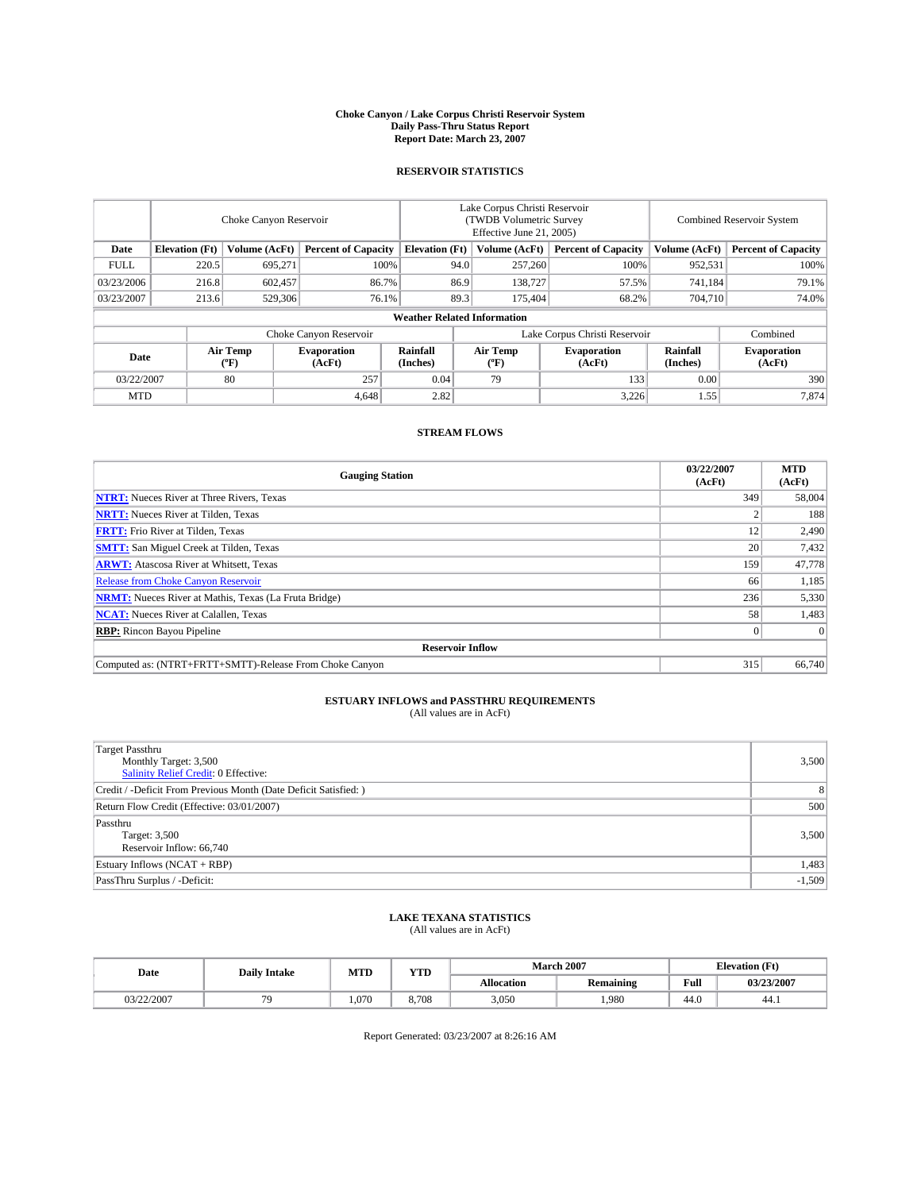# Choke Canyon / Lake Corpus Christi Reservoir System
## Daily Pass-Thru Status Report
## Report Date: March 23, 2007

### RESERVOIR STATISTICS

| | Choke Canyon Reservoir | | | Lake Corpus Christi Reservoir (TWDB Volumetric Survey Effective June 21, 2005) | | | Combined Reservoir System | |
|---|---|---|---|---|---|---|---|---|
| Date | Elevation (Ft) | Volume (AcFt) | Percent of Capacity | Elevation (Ft) | Volume (AcFt) | Percent of Capacity | Volume (AcFt) | Percent of Capacity |
| FULL | 220.5 | 695,271 | 100% | 94.0 | 257,260 | 100% | 952,531 | 100% |
| 03/23/2006 | 216.8 | 602,457 | 86.7% | 86.9 | 138,727 | 57.5% | 741,184 | 79.1% |
| 03/23/2007 | 213.6 | 529,306 | 76.1% | 89.3 | 175,404 | 68.2% | 704,710 | 74.0% |

**Weather Related Information**

| | Choke Canyon Reservoir | | | Lake Corpus Christi Reservoir | | | Combined |
|---|---|---|---|---|---|---|---|
| Date | Air Temp (°F) | Evaporation (AcFt) | Rainfall (Inches) | Air Temp (°F) | Evaporation (AcFt) | Rainfall (Inches) | Evaporation (AcFt) |
| 03/22/2007 | 80 | 257 | 0.04 | 79 | 133 | 0.00 | 390 |
| MTD | | 4,648 | 2.82 | | 3,226 | 1.55 | 7,874 |

### STREAM FLOWS

| Gauging Station | 03/22/2007 (AcFt) | MTD (AcFt) |
|---|---|---|
| **NTRT:** Nueces River at Three Rivers, Texas | 349 | 58,004 |
| **NRTT:** Nueces River at Tilden, Texas | 2 | 188 |
| **FRTT:** Frio River at Tilden, Texas | 12 | 2,490 |
| **SMTT:** San Miguel Creek at Tilden, Texas | 20 | 7,432 |
| **ARWT:** Atascosa River at Whitsett, Texas | 159 | 47,778 |
| Release from Choke Canyon Reservoir | 66 | 1,185 |
| **NRMT:** Nueces River at Mathis, Texas (La Fruta Bridge) | 236 | 5,330 |
| **NCAT:** Nueces River at Calallen, Texas | 58 | 1,483 |
| **RBP:** Rincon Bayou Pipeline | 0 | 0 |
| **Reservoir Inflow** | | |
| Computed as: (NTRT+FRTT+SMTT)-Release From Choke Canyon | 315 | 66,740 |

### ESTUARY INFLOWS and PASSTHRU REQUIREMENTS
(All values are in AcFt)

| | |
|---|---|
| Target Passthru<br>Monthly Target: 3,500<br>Salinity Relief Credit: 0 Effective: | 3,500 |
| Credit / -Deficit From Previous Month (Date Deficit Satisfied: ) | 8 |
| Return Flow Credit (Effective: 03/01/2007) | 500 |
| Passthru<br>Target: 3,500<br>Reservoir Inflow: 66,740 | 3,500 |
| Estuary Inflows (NCAT + RBP) | 1,483 |
| PassThru Surplus / -Deficit: | -1,509 |

### LAKE TEXANA STATISTICS
(All values are in AcFt)

| Date | Daily Intake | MTD | YTD | March 2007 | | Elevation (Ft) | |
|---|---|---|---|---|---|---|---|
| | | | | Allocation | Remaining | Full | 03/23/2007 |
| 03/22/2007 | 79 | 1,070 | 8,708 | 3,050 | 1,980 | 44.0 | 44.1 |

Report Generated: 03/23/2007 at 8:26:16 AM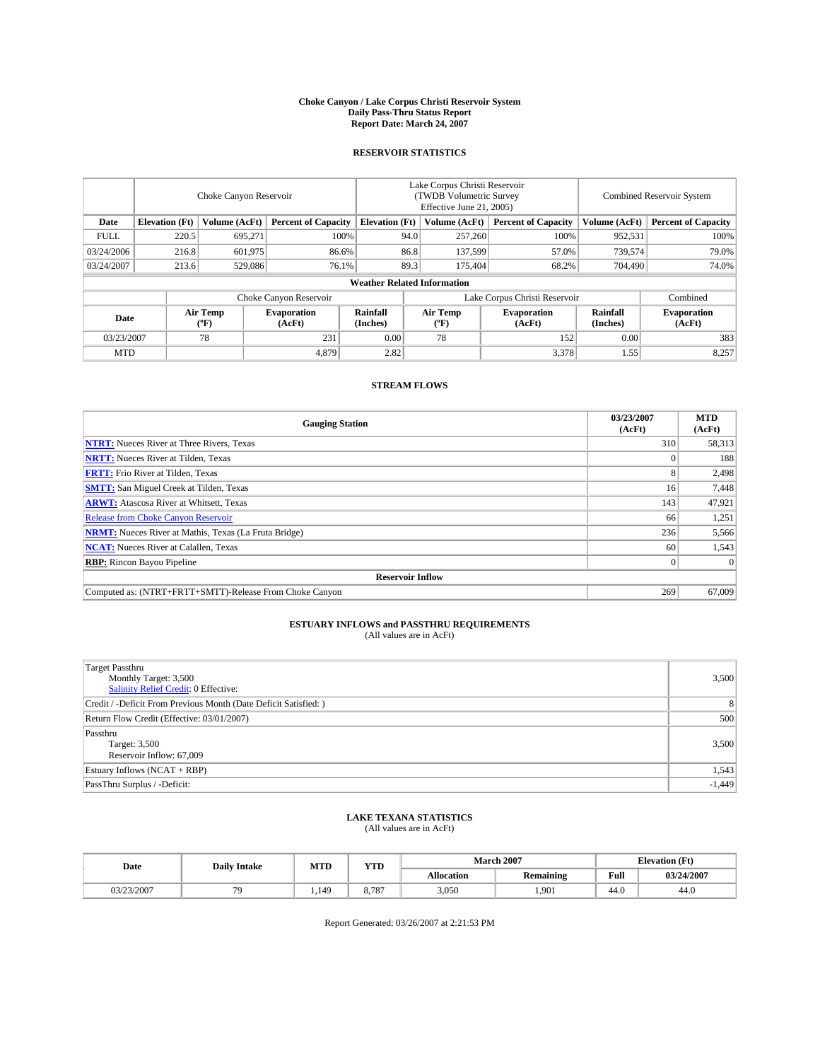# Choke Canyon / Lake Corpus Christi Reservoir System
## Daily Pass-Thru Status Report
## Report Date: March 24, 2007

### RESERVOIR STATISTICS

| | Choke Canyon Reservoir | | | Lake Corpus Christi Reservoir (TWDB Volumetric Survey Effective June 21, 2005) | | | Combined Reservoir System | |
|---|---|---|---|---|---|---|---|---|
| Date | Elevation (Ft) | Volume (AcFt) | Percent of Capacity | Elevation (Ft) | Volume (AcFt) | Percent of Capacity | Volume (AcFt) | Percent of Capacity |
| FULL | 220.5 | 695,271 | 100% | 94.0 | 257,260 | 100% | 952,531 | 100% |
| 03/24/2006 | 216.8 | 601,975 | 86.6% | 86.8 | 137,599 | 57.0% | 739,574 | 79.0% |
| 03/24/2007 | 213.6 | 529,086 | 76.1% | 89.3 | 175,404 | 68.2% | 704,490 | 74.0% |

**Weather Related Information**

| | Choke Canyon Reservoir | | | Lake Corpus Christi Reservoir | | | Combined |
|---|---|---|---|---|---|---|---|
| Date | Air Temp (ºF) | Evaporation (AcFt) | Rainfall (Inches) | Air Temp (ºF) | Evaporation (AcFt) | Rainfall (Inches) | Evaporation (AcFt) |
| 03/23/2007 | 78 | 231 | 0.00 | 78 | 152 | 0.00 | 383 |
| MTD | | 4,879 | 2.82 | | 3,378 | 1.55 | 8,257 |

### STREAM FLOWS

| Gauging Station | 03/23/2007 (AcFt) | MTD (AcFt) |
|---|---|---|
| **NTRT:** Nueces River at Three Rivers, Texas | 310 | 58,313 |
| **NRTT:** Nueces River at Tilden, Texas | 0 | 188 |
| **FRTT:** Frio River at Tilden, Texas | 8 | 2,498 |
| **SMTT:** San Miguel Creek at Tilden, Texas | 16 | 7,448 |
| **ARWT:** Atascosa River at Whitsett, Texas | 143 | 47,921 |
| Release from Choke Canyon Reservoir | 66 | 1,251 |
| **NRMT:** Nueces River at Mathis, Texas (La Fruta Bridge) | 236 | 5,566 |
| **NCAT:** Nueces River at Calallen, Texas | 60 | 1,543 |
| **RBP:** Rincon Bayou Pipeline | 0 | 0 |
| **Reservoir Inflow** | | |
| Computed as: (NTRT+FRTT+SMTT)-Release From Choke Canyon | 269 | 67,009 |

### ESTUARY INFLOWS and PASSTHRU REQUIREMENTS
(All values are in AcFt)

| | |
|---|---|
| Target Passthru<br>Monthly Target: 3,500<br>Salinity Relief Credit: 0 Effective: | 3,500 |
| Credit / -Deficit From Previous Month (Date Deficit Satisfied: ) | 8 |
| Return Flow Credit (Effective: 03/01/2007) | 500 |
| Passthru<br>Target: 3,500<br>Reservoir Inflow: 67,009 | 3,500 |
| Estuary Inflows (NCAT + RBP) | 1,543 |
| PassThru Surplus / -Deficit: | -1,449 |

### LAKE TEXANA STATISTICS
(All values are in AcFt)

| Date | Daily Intake | MTD | YTD | March 2007 | | Elevation (Ft) | |
|---|---|---|---|---|---|---|---|
| | | | | Allocation | Remaining | Full | 03/24/2007 |
| 03/23/2007 | 79 | 1,149 | 8,787 | 3,050 | 1,901 | 44.0 | 44.0 |

Report Generated: 03/26/2007 at 2:21:53 PM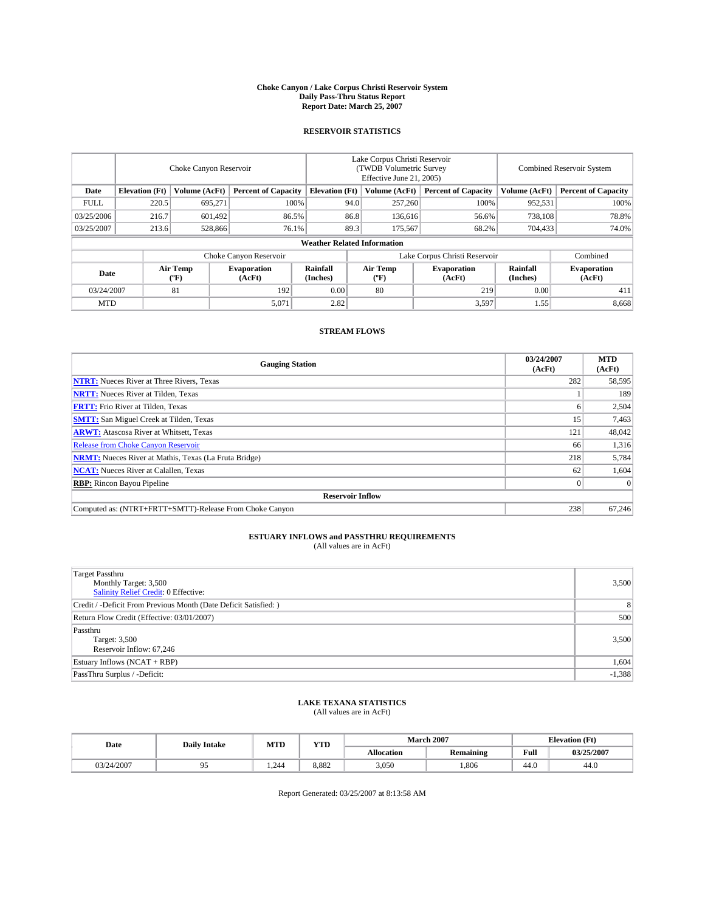# Choke Canyon / Lake Corpus Christi Reservoir System
## Daily Pass-Thru Status Report
### Report Date: March 25, 2007

## RESERVOIR STATISTICS

| | Choke Canyon Reservoir | | | Lake Corpus Christi Reservoir (TWDB Volumetric Survey Effective June 21, 2005) | | | Combined Reservoir System | |
|---|---|---|---|---|---|---|---|---|
| Date | Elevation (Ft) | Volume (AcFt) | Percent of Capacity | Elevation (Ft) | Volume (AcFt) | Percent of Capacity | Volume (AcFt) | Percent of Capacity |
| FULL | 220.5 | 695,271 | 100% | 94.0 | 257,260 | 100% | 952,531 | 100% |
| 03/25/2006 | 216.7 | 601,492 | 86.5% | 86.8 | 136,616 | 56.6% | 738,108 | 78.8% |
| 03/25/2007 | 213.6 | 528,866 | 76.1% | 89.3 | 175,567 | 68.2% | 704,433 | 74.0% |

**Weather Related Information**

| | Choke Canyon Reservoir | | | Lake Corpus Christi Reservoir | | | Combined |
|---|---|---|---|---|---|---|---|
| Date | Air Temp (°F) | Evaporation (AcFt) | Rainfall (Inches) | Air Temp (°F) | Evaporation (AcFt) | Rainfall (Inches) | Evaporation (AcFt) |
| 03/24/2007 | 81 | 192 | 0.00 | 80 | 219 | 0.00 | 411 |
| MTD | | 5,071 | 2.82 | | 3,597 | 1.55 | 8,668 |

## STREAM FLOWS

| Gauging Station | 03/24/2007 (AcFt) | MTD (AcFt) |
|---|---|---|
| **NTRT:** Nueces River at Three Rivers, Texas | 282 | 58,595 |
| **NRTT:** Nueces River at Tilden, Texas | 1 | 189 |
| **FRTT:** Frio River at Tilden, Texas | 6 | 2,504 |
| **SMTT:** San Miguel Creek at Tilden, Texas | 15 | 7,463 |
| **ARWT:** Atascosa River at Whitsett, Texas | 121 | 48,042 |
| Release from Choke Canyon Reservoir | 66 | 1,316 |
| **NRMT:** Nueces River at Mathis, Texas (La Fruta Bridge) | 218 | 5,784 |
| **NCAT:** Nueces River at Calallen, Texas | 62 | 1,604 |
| **RBP:** Rincon Bayou Pipeline | 0 | 0 |
| **Reservoir Inflow** | | |
| Computed as: (NTRT+FRTT+SMTT)-Release From Choke Canyon | 238 | 67,246 |

## ESTUARY INFLOWS and PASSTHRU REQUIREMENTS
(All values are in AcFt)

| | |
|---|---|
| Target Passthru<br>Monthly Target: 3,500<br>Salinity Relief Credit: 0 Effective: | 3,500 |
| Credit / -Deficit From Previous Month (Date Deficit Satisfied: ) | 8 |
| Return Flow Credit (Effective: 03/01/2007) | 500 |
| Passthru<br>Target: 3,500<br>Reservoir Inflow: 67,246 | 3,500 |
| Estuary Inflows (NCAT + RBP) | 1,604 |
| PassThru Surplus / -Deficit: | -1,388 |

## LAKE TEXANA STATISTICS
(All values are in AcFt)

| Date | Daily Intake | MTD | YTD | March 2007 | | Elevation (Ft) | |
|---|---|---|---|---|---|---|---|
| | | | | Allocation | Remaining | Full | 03/25/2007 |
| 03/24/2007 | 95 | 1,244 | 8,882 | 3,050 | 1,806 | 44.0 | 44.0 |

Report Generated: 03/25/2007 at 8:13:58 AM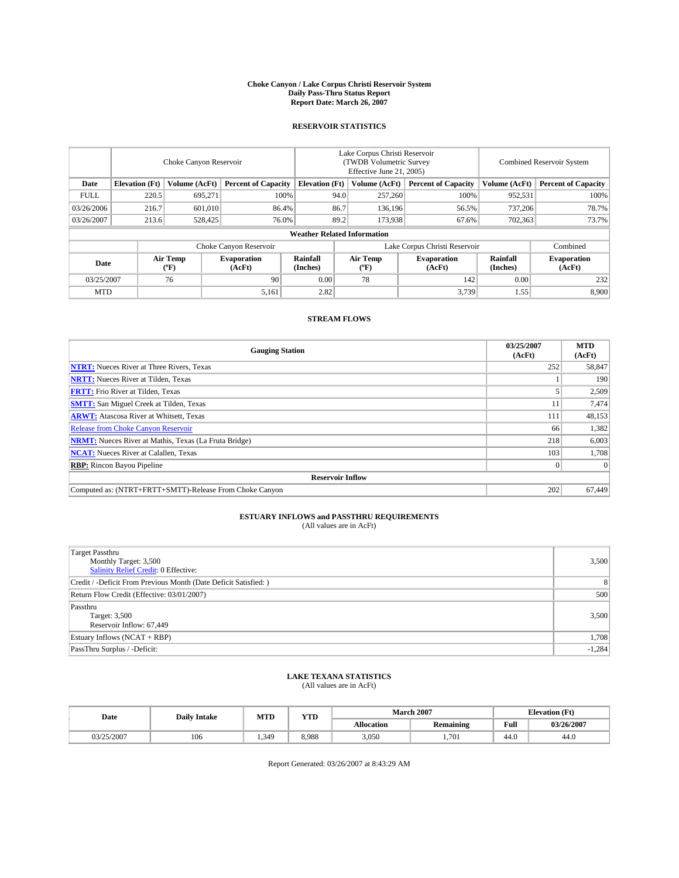# Choke Canyon / Lake Corpus Christi Reservoir System
## Daily Pass-Thru Status Report
### Report Date: March 26, 2007

## RESERVOIR STATISTICS

| | Choke Canyon Reservoir | | | Lake Corpus Christi Reservoir (TWDB Volumetric Survey Effective June 21, 2005) | | | Combined Reservoir System | |
|---|---|---|---|---|---|---|---|---|
| Date | Elevation (Ft) | Volume (AcFt) | Percent of Capacity | Elevation (Ft) | Volume (AcFt) | Percent of Capacity | Volume (AcFt) | Percent of Capacity |
| FULL | 220.5 | 695,271 | 100% | 94.0 | 257,260 | 100% | 952,531 | 100% |
| 03/26/2006 | 216.7 | 601,010 | 86.4% | 86.7 | 136,196 | 56.5% | 737,206 | 78.7% |
| 03/26/2007 | 213.6 | 528,425 | 76.0% | 89.2 | 173,938 | 67.6% | 702,363 | 73.7% |

**Weather Related Information**

| | Choke Canyon Reservoir | | | Lake Corpus Christi Reservoir | | | Combined |
|---|---|---|---|---|---|---|---|
| Date | Air Temp (°F) | Evaporation (AcFt) | Rainfall (Inches) | Air Temp (°F) | Evaporation (AcFt) | Rainfall (Inches) | Evaporation (AcFt) |
| 03/25/2007 | 76 | 90 | 0.00 | 78 | 142 | 0.00 | 232 |
| MTD | | 5,161 | 2.82 | | 3,739 | 1.55 | 8,900 |

## STREAM FLOWS

| Gauging Station | 03/25/2007 (AcFt) | MTD (AcFt) |
|---|---|---|
| **NTRT:** Nueces River at Three Rivers, Texas | 252 | 58,847 |
| **NRTT:** Nueces River at Tilden, Texas | 1 | 190 |
| **FRTT:** Frio River at Tilden, Texas | 5 | 2,509 |
| **SMTT:** San Miguel Creek at Tilden, Texas | 11 | 7,474 |
| **ARWT:** Atascosa River at Whitsett, Texas | 111 | 48,153 |
| Release from Choke Canyon Reservoir | 66 | 1,382 |
| **NRMT:** Nueces River at Mathis, Texas (La Fruta Bridge) | 218 | 6,003 |
| **NCAT:** Nueces River at Calallen, Texas | 103 | 1,708 |
| **RBP:** Rincon Bayou Pipeline | 0 | 0 |
| **Reservoir Inflow** | | |
| Computed as: (NTRT+FRTT+SMTT)-Release From Choke Canyon | 202 | 67,449 |

## ESTUARY INFLOWS and PASSTHRU REQUIREMENTS
(All values are in AcFt)

| | |
|---|---|
| Target Passthru<br>Monthly Target: 3,500<br>Salinity Relief Credit: 0 Effective: | 3,500 |
| Credit / -Deficit From Previous Month (Date Deficit Satisfied: ) | 8 |
| Return Flow Credit (Effective: 03/01/2007) | 500 |
| Passthru<br>Target: 3,500<br>Reservoir Inflow: 67,449 | 3,500 |
| Estuary Inflows (NCAT + RBP) | 1,708 |
| PassThru Surplus / -Deficit: | -1,284 |

## LAKE TEXANA STATISTICS
(All values are in AcFt)

| Date | Daily Intake | MTD | YTD | March 2007 | | Elevation (Ft) | |
|---|---|---|---|---|---|---|---|
| | | | | Allocation | Remaining | Full | 03/26/2007 |
| 03/25/2007 | 106 | 1,349 | 8,988 | 3,050 | 1,701 | 44.0 | 44.0 |

Report Generated: 03/26/2007 at 8:43:29 AM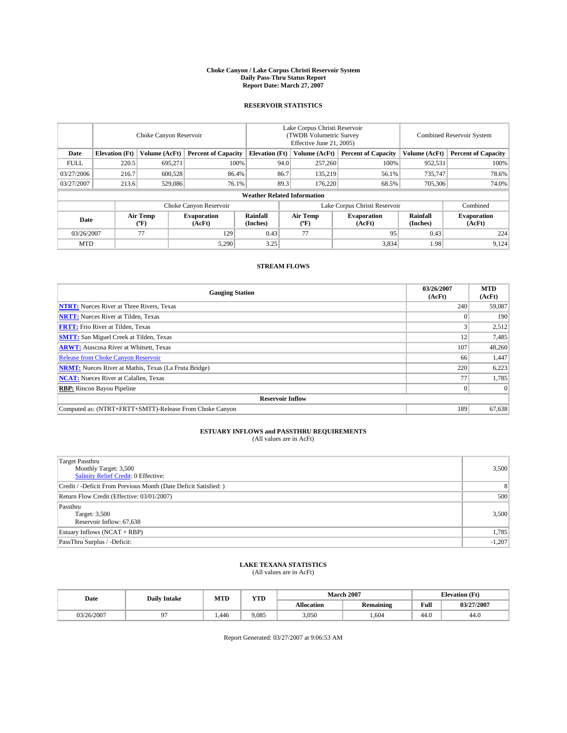# Choke Canyon / Lake Corpus Christi Reservoir System
## Daily Pass-Thru Status Report
## Report Date: March 27, 2007

### RESERVOIR STATISTICS

| | Choke Canyon Reservoir | | | Lake Corpus Christi Reservoir (TWDB Volumetric Survey Effective June 21, 2005) | | | Combined Reservoir System | |
|---|---|---|---|---|---|---|---|---|
| Date | Elevation (Ft) | Volume (AcFt) | Percent of Capacity | Elevation (Ft) | Volume (AcFt) | Percent of Capacity | Volume (AcFt) | Percent of Capacity |
| FULL | 220.5 | 695,271 | 100% | 94.0 | 257,260 | 100% | 952,531 | 100% |
| 03/27/2006 | 216.7 | 600,528 | 86.4% | 86.7 | 135,219 | 56.1% | 735,747 | 78.6% |
| 03/27/2007 | 213.6 | 529,086 | 76.1% | 89.3 | 176,220 | 68.5% | 705,306 | 74.0% |

**Weather Related Information**

| | Choke Canyon Reservoir | | | Lake Corpus Christi Reservoir | | | Combined |
|---|---|---|---|---|---|---|---|
| Date | Air Temp (°F) | Evaporation (AcFt) | Rainfall (Inches) | Air Temp (°F) | Evaporation (AcFt) | Rainfall (Inches) | Evaporation (AcFt) |
| 03/26/2007 | 77 | 129 | 0.43 | 77 | 95 | 0.43 | 224 |
| MTD | | 5,290 | 3.25 | | 3,834 | 1.98 | 9,124 |

### STREAM FLOWS

| Gauging Station | 03/26/2007 (AcFt) | MTD (AcFt) |
|---|---|---|
| **NTRT:** Nueces River at Three Rivers, Texas | 240 | 59,087 |
| **NRTT:** Nueces River at Tilden, Texas | 0 | 190 |
| **FRTT:** Frio River at Tilden, Texas | 3 | 2,512 |
| **SMTT:** San Miguel Creek at Tilden, Texas | 12 | 7,485 |
| **ARWT:** Atascosa River at Whitsett, Texas | 107 | 48,260 |
| Release from Choke Canyon Reservoir | 66 | 1,447 |
| **NRMT:** Nueces River at Mathis, Texas (La Fruta Bridge) | 220 | 6,223 |
| **NCAT:** Nueces River at Calallen, Texas | 77 | 1,785 |
| **RBP:** Rincon Bayou Pipeline | 0 | 0 |
| **Reservoir Inflow** | | |
| Computed as: (NTRT+FRTT+SMTT)-Release From Choke Canyon | 189 | 67,638 |

### ESTUARY INFLOWS and PASSTHRU REQUIREMENTS
(All values are in AcFt)

| | |
|---|---|
| Target Passthru<br>Monthly Target: 3,500<br>Salinity Relief Credit: 0 Effective: | 3,500 |
| Credit / -Deficit From Previous Month (Date Deficit Satisfied: ) | 8 |
| Return Flow Credit (Effective: 03/01/2007) | 500 |
| Passthru<br>Target: 3,500<br>Reservoir Inflow: 67,638 | 3,500 |
| Estuary Inflows (NCAT + RBP) | 1,785 |
| PassThru Surplus / -Deficit: | -1,207 |

### LAKE TEXANA STATISTICS
(All values are in AcFt)

| Date | Daily Intake | MTD | YTD | March 2007 | | Elevation (Ft) | |
|---|---|---|---|---|---|---|---|
| | | | | Allocation | Remaining | Full | 03/27/2007 |
| 03/26/2007 | 97 | 1,446 | 9,085 | 3,050 | 1,604 | 44.0 | 44.0 |

Report Generated: 03/27/2007 at 9:06:53 AM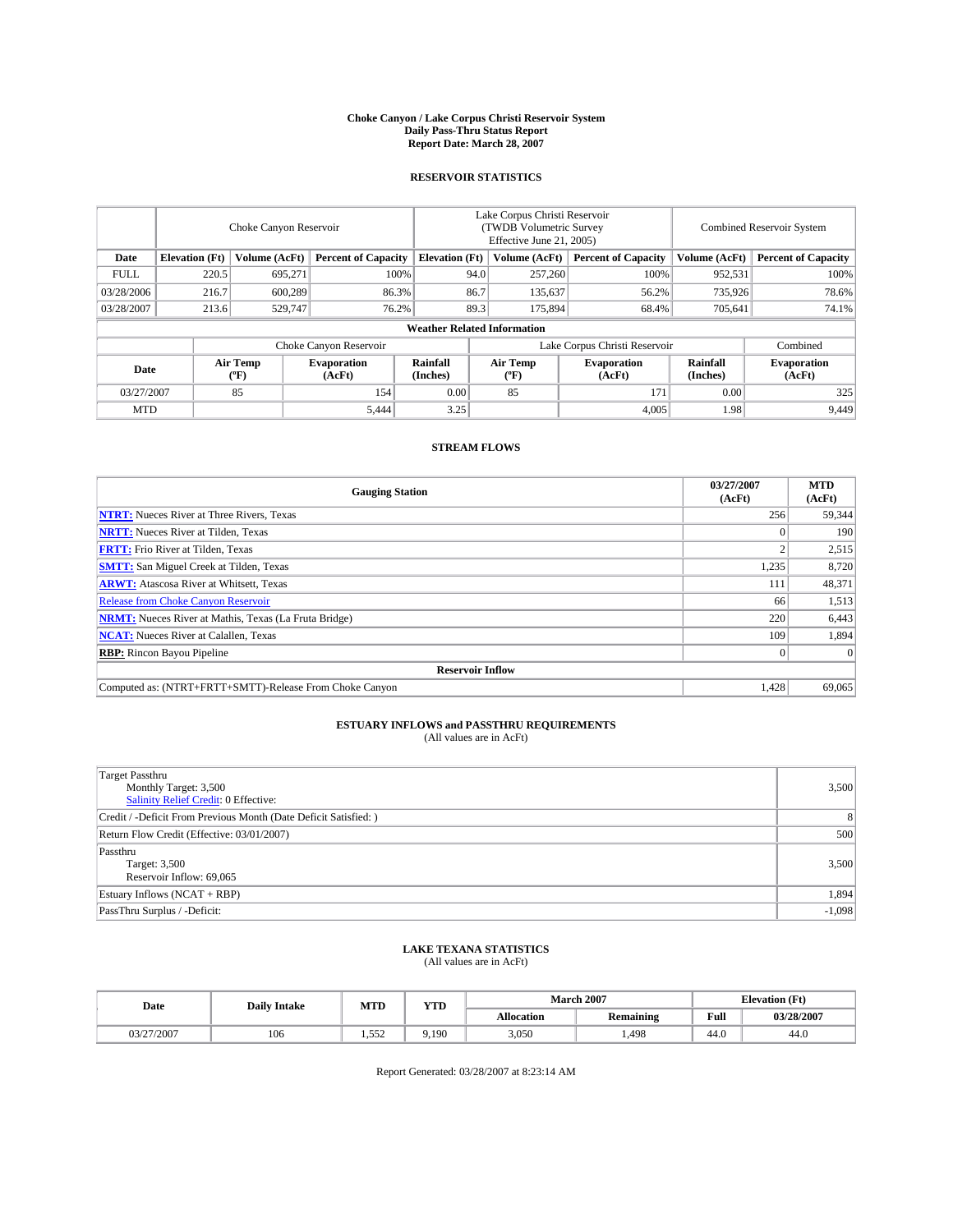# Choke Canyon / Lake Corpus Christi Reservoir System
## Daily Pass-Thru Status Report
## Report Date: March 28, 2007

### RESERVOIR STATISTICS

| | Choke Canyon Reservoir | | | Lake Corpus Christi Reservoir (TWDB Volumetric Survey Effective June 21, 2005) | | | Combined Reservoir System | |
|---|---|---|---|---|---|---|---|---|
| Date | Elevation (Ft) | Volume (AcFt) | Percent of Capacity | Elevation (Ft) | Volume (AcFt) | Percent of Capacity | Volume (AcFt) | Percent of Capacity |
| FULL | 220.5 | 695,271 | 100% | 94.0 | 257,260 | 100% | 952,531 | 100% |
| 03/28/2006 | 216.7 | 600,289 | 86.3% | 86.7 | 135,637 | 56.2% | 735,926 | 78.6% |
| 03/28/2007 | 213.6 | 529,747 | 76.2% | 89.3 | 175,894 | 68.4% | 705,641 | 74.1% |

**Weather Related Information**

| | Choke Canyon Reservoir | | | Lake Corpus Christi Reservoir | | | Combined |
|---|---|---|---|---|---|---|---|
| Date | Air Temp (°F) | Evaporation (AcFt) | Rainfall (Inches) | Air Temp (°F) | Evaporation (AcFt) | Rainfall (Inches) | Evaporation (AcFt) |
| 03/27/2007 | 85 | 154 | 0.00 | 85 | 171 | 0.00 | 325 |
| MTD | | 5,444 | 3.25 | | 4,005 | 1.98 | 9,449 |

### STREAM FLOWS

| Gauging Station | 03/27/2007 (AcFt) | MTD (AcFt) |
|---|---|---|
| **NTRT:** Nueces River at Three Rivers, Texas | 256 | 59,344 |
| **NRTT:** Nueces River at Tilden, Texas | 0 | 190 |
| **FRTT:** Frio River at Tilden, Texas | 2 | 2,515 |
| **SMTT:** San Miguel Creek at Tilden, Texas | 1,235 | 8,720 |
| **ARWT:** Atascosa River at Whitsett, Texas | 111 | 48,371 |
| Release from Choke Canyon Reservoir | 66 | 1,513 |
| **NRMT:** Nueces River at Mathis, Texas (La Fruta Bridge) | 220 | 6,443 |
| **NCAT:** Nueces River at Calallen, Texas | 109 | 1,894 |
| **RBP:** Rincon Bayou Pipeline | 0 | 0 |
| **Reservoir Inflow** | | |
| Computed as: (NTRT+FRTT+SMTT)-Release From Choke Canyon | 1,428 | 69,065 |

### ESTUARY INFLOWS and PASSTHRU REQUIREMENTS
(All values are in AcFt)

| | |
|---|---|
| Target Passthru<br>Monthly Target: 3,500<br>Salinity Relief Credit: 0 Effective: | 3,500 |
| Credit / -Deficit From Previous Month (Date Deficit Satisfied: ) | 8 |
| Return Flow Credit (Effective: 03/01/2007) | 500 |
| Passthru<br>Target: 3,500<br>Reservoir Inflow: 69,065 | 3,500 |
| Estuary Inflows (NCAT + RBP) | 1,894 |
| PassThru Surplus / -Deficit: | -1,098 |

### LAKE TEXANA STATISTICS
(All values are in AcFt)

| Date | Daily Intake | MTD | YTD | March 2007 | | Elevation (Ft) | |
|---|---|---|---|---|---|---|---|
| | | | | Allocation | Remaining | Full | 03/28/2007 |
| 03/27/2007 | 106 | 1,552 | 9,190 | 3,050 | 1,498 | 44.0 | 44.0 |

Report Generated: 03/28/2007 at 8:23:14 AM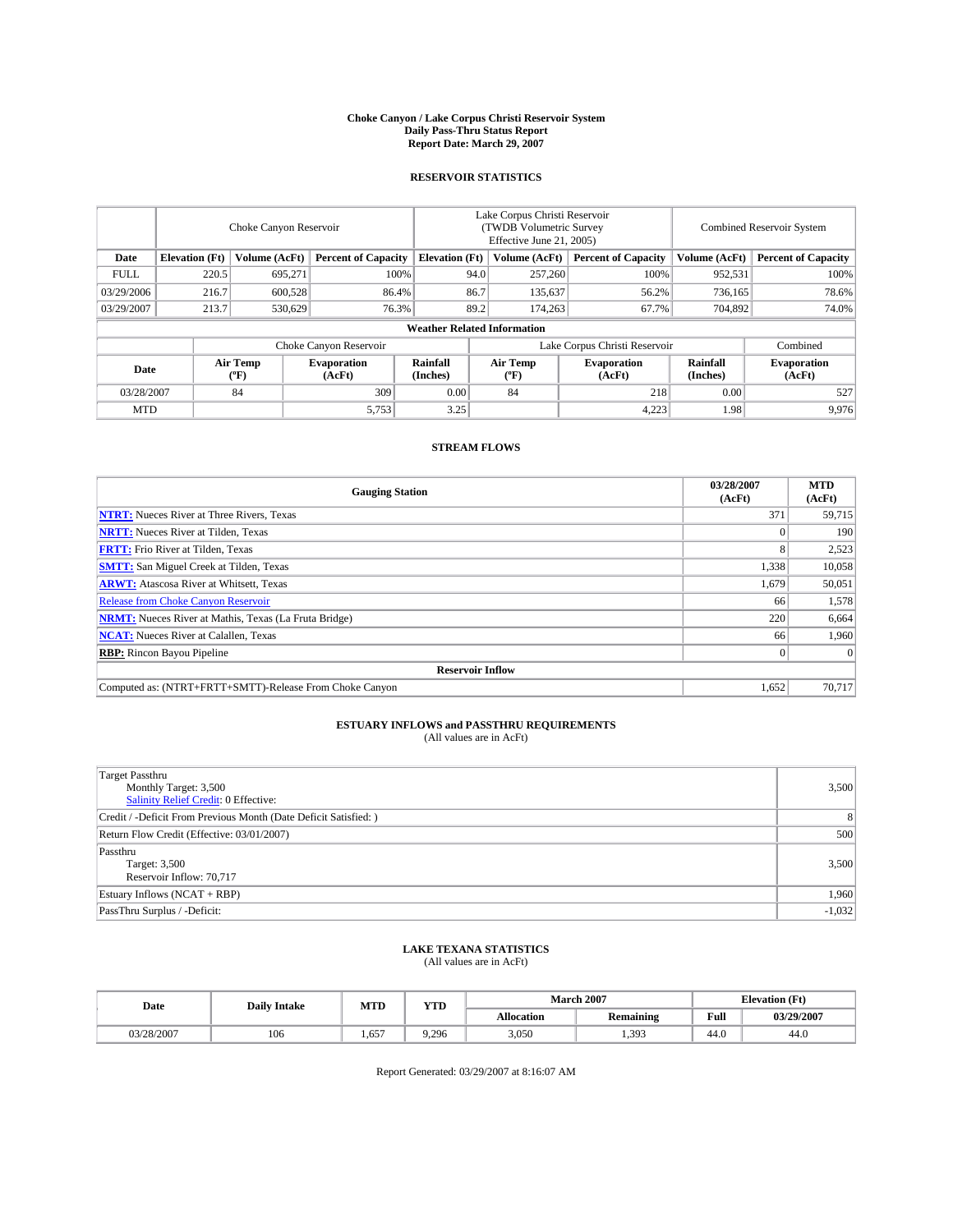# Choke Canyon / Lake Corpus Christi Reservoir System
## Daily Pass-Thru Status Report
### Report Date: March 29, 2007

## RESERVOIR STATISTICS

| | Choke Canyon Reservoir | | | Lake Corpus Christi Reservoir (TWDB Volumetric Survey Effective June 21, 2005) | | | Combined Reservoir System | |
|---|---|---|---|---|---|---|---|---|
| Date | Elevation (Ft) | Volume (AcFt) | Percent of Capacity | Elevation (Ft) | Volume (AcFt) | Percent of Capacity | Volume (AcFt) | Percent of Capacity |
| FULL | 220.5 | 695,271 | 100% | 94.0 | 257,260 | 100% | 952,531 | 100% |
| 03/29/2006 | 216.7 | 600,528 | 86.4% | 86.7 | 135,637 | 56.2% | 736,165 | 78.6% |
| 03/29/2007 | 213.7 | 530,629 | 76.3% | 89.2 | 174,263 | 67.7% | 704,892 | 74.0% |

**Weather Related Information**

| | Choke Canyon Reservoir | | | Lake Corpus Christi Reservoir | | | Combined |
|---|---|---|---|---|---|---|---|
| Date | Air Temp (°F) | Evaporation (AcFt) | Rainfall (Inches) | Air Temp (°F) | Evaporation (AcFt) | Rainfall (Inches) | Evaporation (AcFt) |
| 03/28/2007 | 84 | 309 | 0.00 | 84 | 218 | 0.00 | 527 |
| MTD | | 5,753 | 3.25 | | 4,223 | 1.98 | 9,976 |

## STREAM FLOWS

| Gauging Station | 03/28/2007 (AcFt) | MTD (AcFt) |
|---|---|---|
| **NTRT:** Nueces River at Three Rivers, Texas | 371 | 59,715 |
| **NRTT:** Nueces River at Tilden, Texas | 0 | 190 |
| **FRTT:** Frio River at Tilden, Texas | 8 | 2,523 |
| **SMTT:** San Miguel Creek at Tilden, Texas | 1,338 | 10,058 |
| **ARWT:** Atascosa River at Whitsett, Texas | 1,679 | 50,051 |
| Release from Choke Canyon Reservoir | 66 | 1,578 |
| **NRMT:** Nueces River at Mathis, Texas (La Fruta Bridge) | 220 | 6,664 |
| **NCAT:** Nueces River at Calallen, Texas | 66 | 1,960 |
| **RBP:** Rincon Bayou Pipeline | 0 | 0 |
| **Reservoir Inflow** | | |
| Computed as: (NTRT+FRTT+SMTT)-Release From Choke Canyon | 1,652 | 70,717 |

## ESTUARY INFLOWS and PASSTHRU REQUIREMENTS
(All values are in AcFt)

| | |
|---|---|
| Target Passthru<br>Monthly Target: 3,500<br>Salinity Relief Credit: 0 Effective: | 3,500 |
| Credit / -Deficit From Previous Month (Date Deficit Satisfied: ) | 8 |
| Return Flow Credit (Effective: 03/01/2007) | 500 |
| Passthru<br>Target: 3,500<br>Reservoir Inflow: 70,717 | 3,500 |
| Estuary Inflows (NCAT + RBP) | 1,960 |
| PassThru Surplus / -Deficit: | -1,032 |

## LAKE TEXANA STATISTICS
(All values are in AcFt)

| Date | Daily Intake | MTD | YTD | March 2007 | | Elevation (Ft) | |
|---|---|---|---|---|---|---|---|
| | | | | Allocation | Remaining | Full | 03/29/2007 |
| 03/28/2007 | 106 | 1,657 | 9,296 | 3,050 | 1,393 | 44.0 | 44.0 |

Report Generated: 03/29/2007 at 8:16:07 AM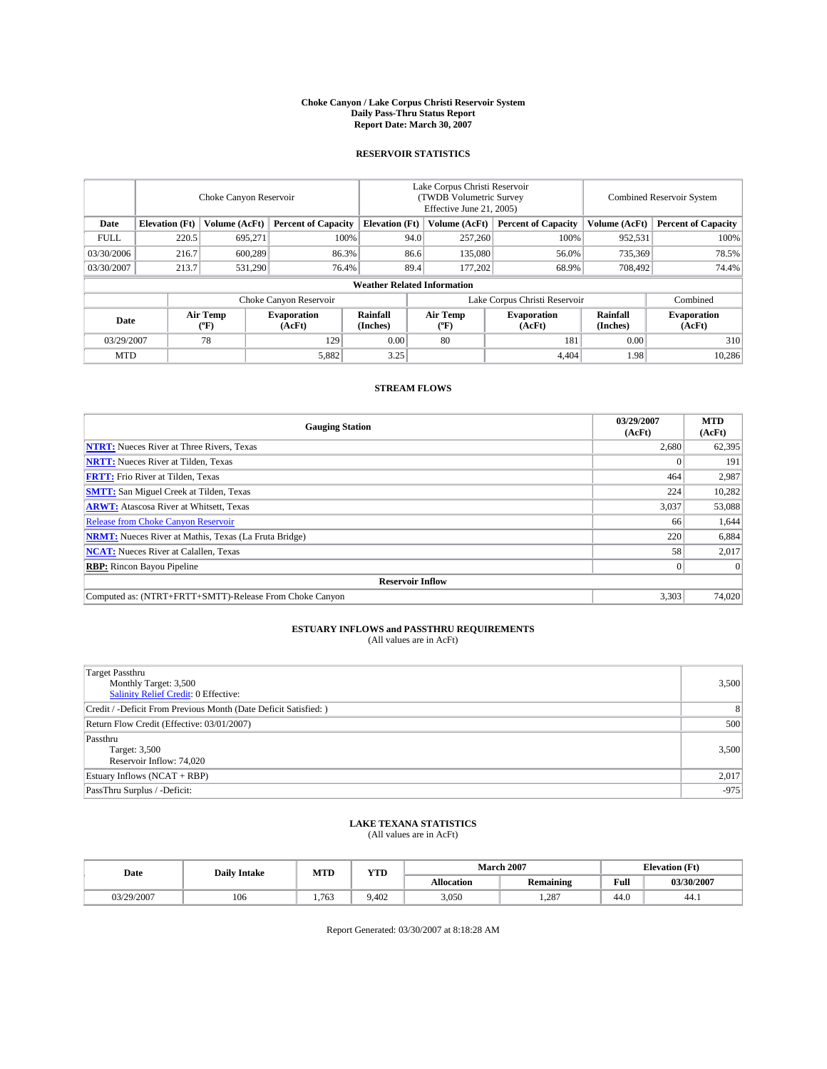# Choke Canyon / Lake Corpus Christi Reservoir System
## Daily Pass-Thru Status Report
### Report Date: March 30, 2007

## RESERVOIR STATISTICS

| | Choke Canyon Reservoir | | | Lake Corpus Christi Reservoir (TWDB Volumetric Survey Effective June 21, 2005) | | | Combined Reservoir System | |
|---|---|---|---|---|---|---|---|---|
| Date | Elevation (Ft) | Volume (AcFt) | Percent of Capacity | Elevation (Ft) | Volume (AcFt) | Percent of Capacity | Volume (AcFt) | Percent of Capacity |
| FULL | 220.5 | 695,271 | 100% | 94.0 | 257,260 | 100% | 952,531 | 100% |
| 03/30/2006 | 216.7 | 600,289 | 86.3% | 86.6 | 135,080 | 56.0% | 735,369 | 78.5% |
| 03/30/2007 | 213.7 | 531,290 | 76.4% | 89.4 | 177,202 | 68.9% | 708,492 | 74.4% |

**Weather Related Information**

| | Choke Canyon Reservoir | | | Lake Corpus Christi Reservoir | | | Combined |
|---|---|---|---|---|---|---|---|
| Date | Air Temp (°F) | Evaporation (AcFt) | Rainfall (Inches) | Air Temp (°F) | Evaporation (AcFt) | Rainfall (Inches) | Evaporation (AcFt) |
| 03/29/2007 | 78 | 129 | 0.00 | 80 | 181 | 0.00 | 310 |
| MTD | | 5,882 | 3.25 | | 4,404 | 1.98 | 10,286 |

## STREAM FLOWS

| Gauging Station | 03/29/2007 (AcFt) | MTD (AcFt) |
|---|---|---|
| **NTRT:** Nueces River at Three Rivers, Texas | 2,680 | 62,395 |
| **NRTT:** Nueces River at Tilden, Texas | 0 | 191 |
| **FRTT:** Frio River at Tilden, Texas | 464 | 2,987 |
| **SMTT:** San Miguel Creek at Tilden, Texas | 224 | 10,282 |
| **ARWT:** Atascosa River at Whitsett, Texas | 3,037 | 53,088 |
| Release from Choke Canyon Reservoir | 66 | 1,644 |
| **NRMT:** Nueces River at Mathis, Texas (La Fruta Bridge) | 220 | 6,884 |
| **NCAT:** Nueces River at Calallen, Texas | 58 | 2,017 |
| **RBP:** Rincon Bayou Pipeline | 0 | 0 |
| **Reservoir Inflow** | | |
| Computed as: (NTRT+FRTT+SMTT)-Release From Choke Canyon | 3,303 | 74,020 |

## ESTUARY INFLOWS and PASSTHRU REQUIREMENTS
(All values are in AcFt)

| | |
|---|---|
| Target Passthru<br>Monthly Target: 3,500<br>Salinity Relief Credit: 0 Effective: | 3,500 |
| Credit / -Deficit From Previous Month (Date Deficit Satisfied: ) | 8 |
| Return Flow Credit (Effective: 03/01/2007) | 500 |
| Passthru<br>Target: 3,500<br>Reservoir Inflow: 74,020 | 3,500 |
| Estuary Inflows (NCAT + RBP) | 2,017 |
| PassThru Surplus / -Deficit: | -975 |

## LAKE TEXANA STATISTICS
(All values are in AcFt)

| Date | Daily Intake | MTD | YTD | March 2007 | | Elevation (Ft) | |
|---|---|---|---|---|---|---|---|
| | | | | Allocation | Remaining | Full | 03/30/2007 |
| 03/29/2007 | 106 | 1,763 | 9,402 | 3,050 | 1,287 | 44.0 | 44.1 |

Report Generated: 03/30/2007 at 8:18:28 AM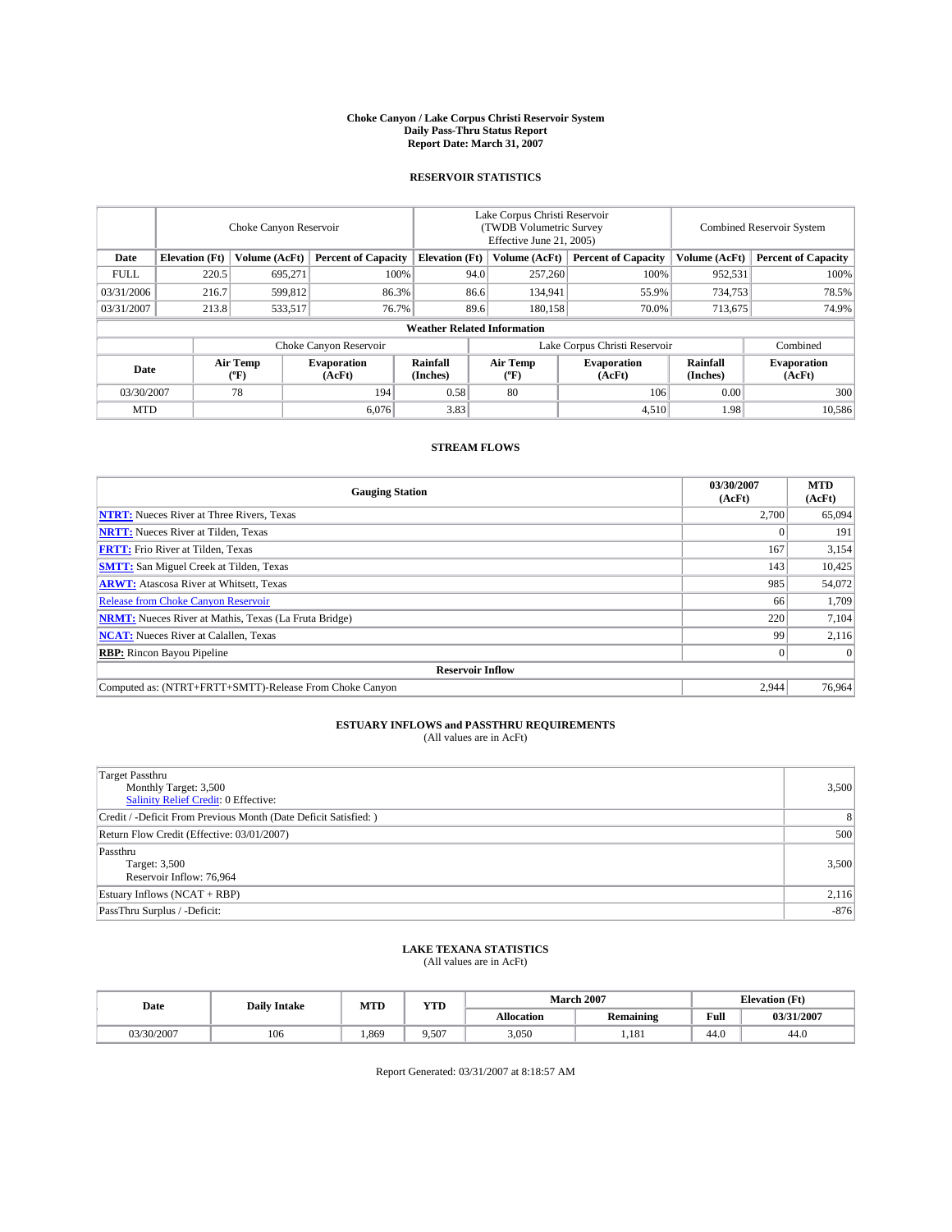**Choke Canyon / Lake Corpus Christi Reservoir System**
**Daily Pass-Thru Status Report**
**Report Date: March 31, 2007**

## RESERVOIR STATISTICS

| | Choke Canyon Reservoir | | | Lake Corpus Christi Reservoir (TWDB Volumetric Survey Effective June 21, 2005) | | | Combined Reservoir System | |
|---|---|---|---|---|---|---|---|---|
| **Date** | **Elevation (Ft)** | **Volume (AcFt)** | **Percent of Capacity** | **Elevation (Ft)** | **Volume (AcFt)** | **Percent of Capacity** | **Volume (AcFt)** | **Percent of Capacity** |
| FULL | 220.5 | 695,271 | 100% | 94.0 | 257,260 | 100% | 952,531 | 100% |
| 03/31/2006 | 216.7 | 599,812 | 86.3% | 86.6 | 134,941 | 55.9% | 734,753 | 78.5% |
| 03/31/2007 | 213.8 | 533,517 | 76.7% | 89.6 | 180,158 | 70.0% | 713,675 | 74.9% |

**Weather Related Information**

| | Choke Canyon Reservoir | | | Lake Corpus Christi Reservoir | | | Combined |
|---|---|---|---|---|---|---|---|
| **Date** | **Air Temp (°F)** | **Evaporation (AcFt)** | **Rainfall (Inches)** | **Air Temp (°F)** | **Evaporation (AcFt)** | **Rainfall (Inches)** | **Evaporation (AcFt)** |
| 03/30/2007 | 78 | 194 | 0.58 | 80 | 106 | 0.00 | 300 |
| MTD | | 6,076 | 3.83 | | 4,510 | 1.98 | 10,586 |

## STREAM FLOWS

| Gauging Station | 03/30/2007 (AcFt) | MTD (AcFt) |
|---|---|---|
| **NTRT:** Nueces River at Three Rivers, Texas | 2,700 | 65,094 |
| **NRTT:** Nueces River at Tilden, Texas | 0 | 191 |
| **FRTT:** Frio River at Tilden, Texas | 167 | 3,154 |
| **SMTT:** San Miguel Creek at Tilden, Texas | 143 | 10,425 |
| **ARWT:** Atascosa River at Whitsett, Texas | 985 | 54,072 |
| Release from Choke Canyon Reservoir | 66 | 1,709 |
| **NRMT:** Nueces River at Mathis, Texas (La Fruta Bridge) | 220 | 7,104 |
| **NCAT:** Nueces River at Calallen, Texas | 99 | 2,116 |
| **RBP:** Rincon Bayou Pipeline | 0 | 0 |
| **Reservoir Inflow** | | |
| Computed as: (NTRT+FRTT+SMTT)-Release From Choke Canyon | 2,944 | 76,964 |

## ESTUARY INFLOWS and PASSTHRU REQUIREMENTS
(All values are in AcFt)

| | |
|---|---|
| Target Passthru<br>Monthly Target: 3,500<br>Salinity Relief Credit: 0 Effective: | 3,500 |
| Credit / -Deficit From Previous Month (Date Deficit Satisfied: ) | 8 |
| Return Flow Credit (Effective: 03/01/2007) | 500 |
| Passthru<br>Target: 3,500<br>Reservoir Inflow: 76,964 | 3,500 |
| Estuary Inflows (NCAT + RBP) | 2,116 |
| PassThru Surplus / -Deficit: | -876 |

## LAKE TEXANA STATISTICS
(All values are in AcFt)

| Date | Daily Intake | MTD | YTD | March 2007 | | Elevation (Ft) | |
|---|---|---|---|---|---|---|---|
| | | | | **Allocation** | **Remaining** | **Full** | **03/31/2007** |
| 03/30/2007 | 106 | 1,869 | 9,507 | 3,050 | 1,181 | 44.0 | 44.0 |

Report Generated: 03/31/2007 at 8:18:57 AM